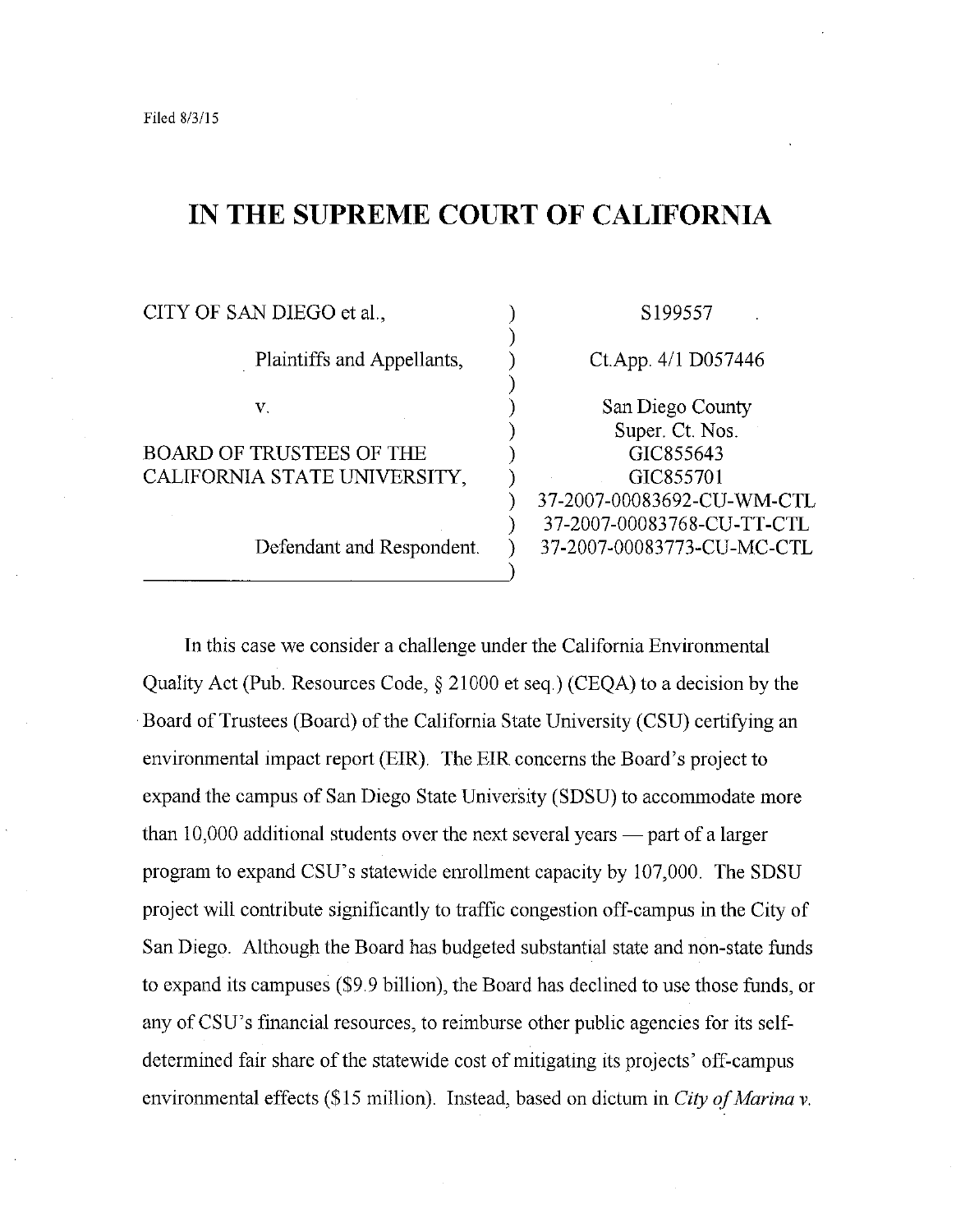Filed 8/3/15

# IN THE SUPREME COURT OF CALIFORNIA

| | |
|---|---|
| CITY OF SAN DIEGO et al., | S199557 |
| Plaintiffs and Appellants, | Ct.App. 4/1 D057446 |
| v. | San Diego County Super. Ct. Nos. |
| BOARD OF TRUSTEES OF THE CALIFORNIA STATE UNIVERSITY, | GIC855643 |
| | GIC855701 |
| | 37-2007-00083692-CU-WM-CTL |
| | 37-2007-00083768-CU-TT-CTL |
| Defendant and Respondent. | 37-2007-00083773-CU-MC-CTL |

In this case we consider a challenge under the California Environmental Quality Act (Pub. Resources Code, § 21000 et seq.) (CEQA) to a decision by the Board of Trustees (Board) of the California State University (CSU) certifying an environmental impact report (EIR). The EIR concerns the Board's project to expand the campus of San Diego State University (SDSU) to accommodate more than 10,000 additional students over the next several years — part of a larger program to expand CSU's statewide enrollment capacity by 107,000. The SDSU project will contribute significantly to traffic congestion off-campus in the City of San Diego. Although the Board has budgeted substantial state and non-state funds to expand its campuses ($9.9 billion), the Board has declined to use those funds, or any of CSU's financial resources, to reimburse other public agencies for its self-determined fair share of the statewide cost of mitigating its projects' off-campus environmental effects ($15 million). Instead, based on dictum in *City of Marina v.*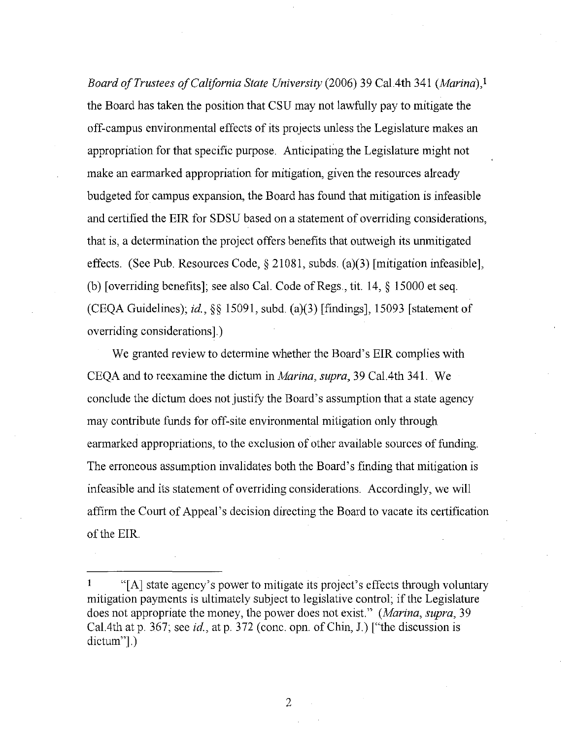*Board of Trustees of California State University* (2006) 39 Cal.4th 341 (*Marina*),[1] the Board has taken the position that CSU may not lawfully pay to mitigate the off-campus environmental effects of its projects unless the Legislature makes an appropriation for that specific purpose. Anticipating the Legislature might not make an earmarked appropriation for mitigation, given the resources already budgeted for campus expansion, the Board has found that mitigation is infeasible and certified the EIR for SDSU based on a statement of overriding considerations, that is, a determination the project offers benefits that outweigh its unmitigated effects. (See Pub. Resources Code, § 21081, subds. (a)(3) [mitigation infeasible], (b) [overriding benefits]; see also Cal. Code of Regs., tit. 14, § 15000 et seq. (CEQA Guidelines); *id.*, §§ 15091, subd. (a)(3) [findings], 15093 [statement of overriding considerations].)

We granted review to determine whether the Board's EIR complies with CEQA and to reexamine the dictum in *Marina*, *supra*, 39 Cal.4th 341. We conclude the dictum does not justify the Board's assumption that a state agency may contribute funds for off-site environmental mitigation only through earmarked appropriations, to the exclusion of other available sources of funding. The erroneous assumption invalidates both the Board's finding that mitigation is infeasible and its statement of overriding considerations. Accordingly, we will affirm the Court of Appeal's decision directing the Board to vacate its certification of the EIR.

---

1 "[A] state agency's power to mitigate its project's effects through voluntary mitigation payments is ultimately subject to legislative control; if the Legislature does not appropriate the money, the power does not exist." (*Marina*, *supra*, 39 Cal.4th at p. 367; see *id.*, at p. 372 (conc. opn. of Chin, J.) ["the discussion is dictum"].)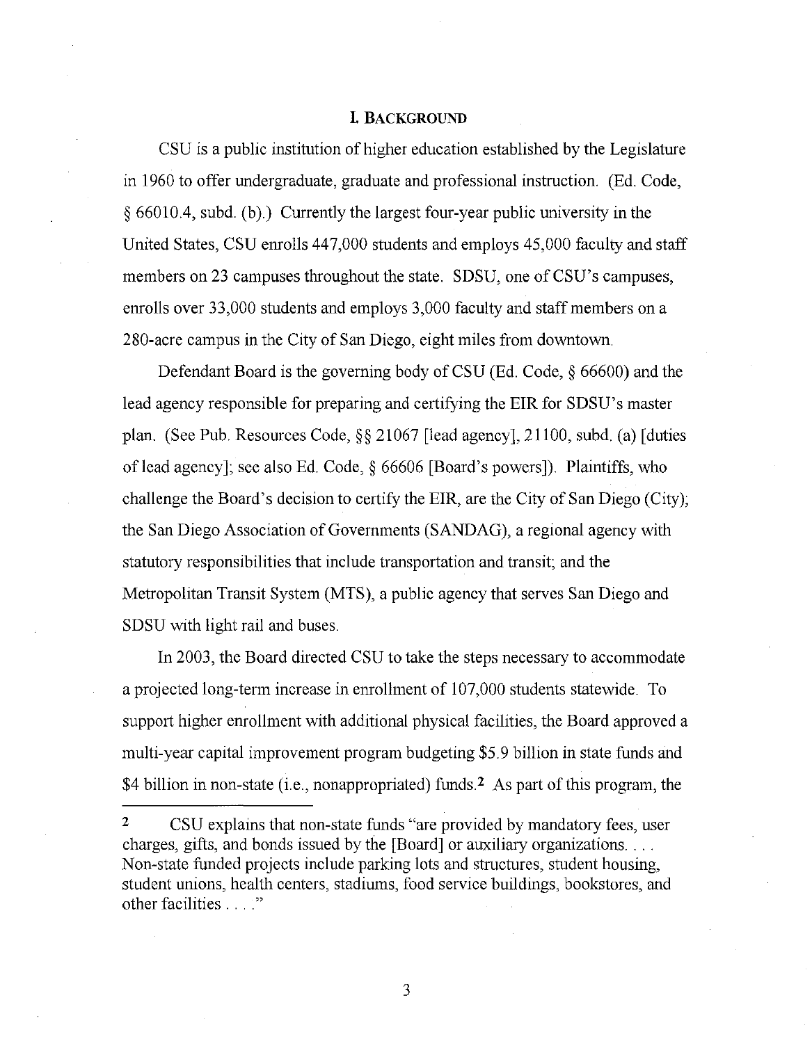## I. BACKGROUND

CSU is a public institution of higher education established by the Legislature in 1960 to offer undergraduate, graduate and professional instruction. (Ed. Code, § 66010.4, subd. (b).) Currently the largest four-year public university in the United States, CSU enrolls 447,000 students and employs 45,000 faculty and staff members on 23 campuses throughout the state. SDSU, one of CSU's campuses, enrolls over 33,000 students and employs 3,000 faculty and staff members on a 280-acre campus in the City of San Diego, eight miles from downtown.

Defendant Board is the governing body of CSU (Ed. Code, § 66600) and the lead agency responsible for preparing and certifying the EIR for SDSU's master plan. (See Pub. Resources Code, §§ 21067 [lead agency], 21100, subd. (a) [duties of lead agency]; see also Ed. Code, § 66606 [Board's powers]). Plaintiffs, who challenge the Board's decision to certify the EIR, are the City of San Diego (City); the San Diego Association of Governments (SANDAG), a regional agency with statutory responsibilities that include transportation and transit; and the Metropolitan Transit System (MTS), a public agency that serves San Diego and SDSU with light rail and buses.

In 2003, the Board directed CSU to take the steps necessary to accommodate a projected long-term increase in enrollment of 107,000 students statewide. To support higher enrollment with additional physical facilities, the Board approved a multi-year capital improvement program budgeting $5.9 billion in state funds and $4 billion in non-state (i.e., nonappropriated) funds.[2] As part of this program, the

---

[2] CSU explains that non-state funds "are provided by mandatory fees, user charges, gifts, and bonds issued by the [Board] or auxiliary organizations. . . . Non-state funded projects include parking lots and structures, student housing, student unions, health centers, stadiums, food service buildings, bookstores, and other facilities . . . ."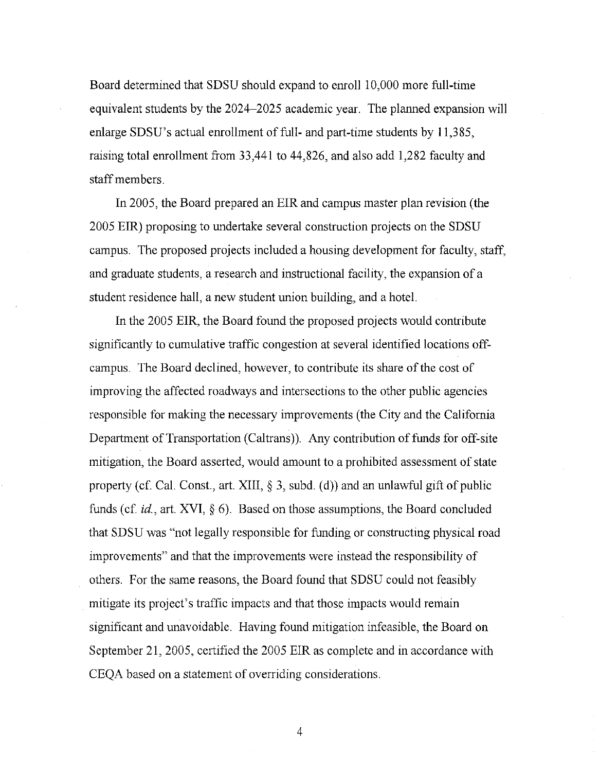Board determined that SDSU should expand to enroll 10,000 more full-time equivalent students by the 2024–2025 academic year. The planned expansion will enlarge SDSU's actual enrollment of full- and part-time students by 11,385, raising total enrollment from 33,441 to 44,826, and also add 1,282 faculty and staff members.

In 2005, the Board prepared an EIR and campus master plan revision (the 2005 EIR) proposing to undertake several construction projects on the SDSU campus. The proposed projects included a housing development for faculty, staff, and graduate students, a research and instructional facility, the expansion of a student residence hall, a new student union building, and a hotel.

In the 2005 EIR, the Board found the proposed projects would contribute significantly to cumulative traffic congestion at several identified locations off-campus. The Board declined, however, to contribute its share of the cost of improving the affected roadways and intersections to the other public agencies responsible for making the necessary improvements (the City and the California Department of Transportation (Caltrans)). Any contribution of funds for off-site mitigation, the Board asserted, would amount to a prohibited assessment of state property (cf. Cal. Const., art. XIII, § 3, subd. (d)) and an unlawful gift of public funds (cf. *id.*, art. XVI, § 6). Based on those assumptions, the Board concluded that SDSU was "not legally responsible for funding or constructing physical road improvements" and that the improvements were instead the responsibility of others. For the same reasons, the Board found that SDSU could not feasibly mitigate its project's traffic impacts and that those impacts would remain significant and unavoidable. Having found mitigation infeasible, the Board on September 21, 2005, certified the 2005 EIR as complete and in accordance with CEQA based on a statement of overriding considerations.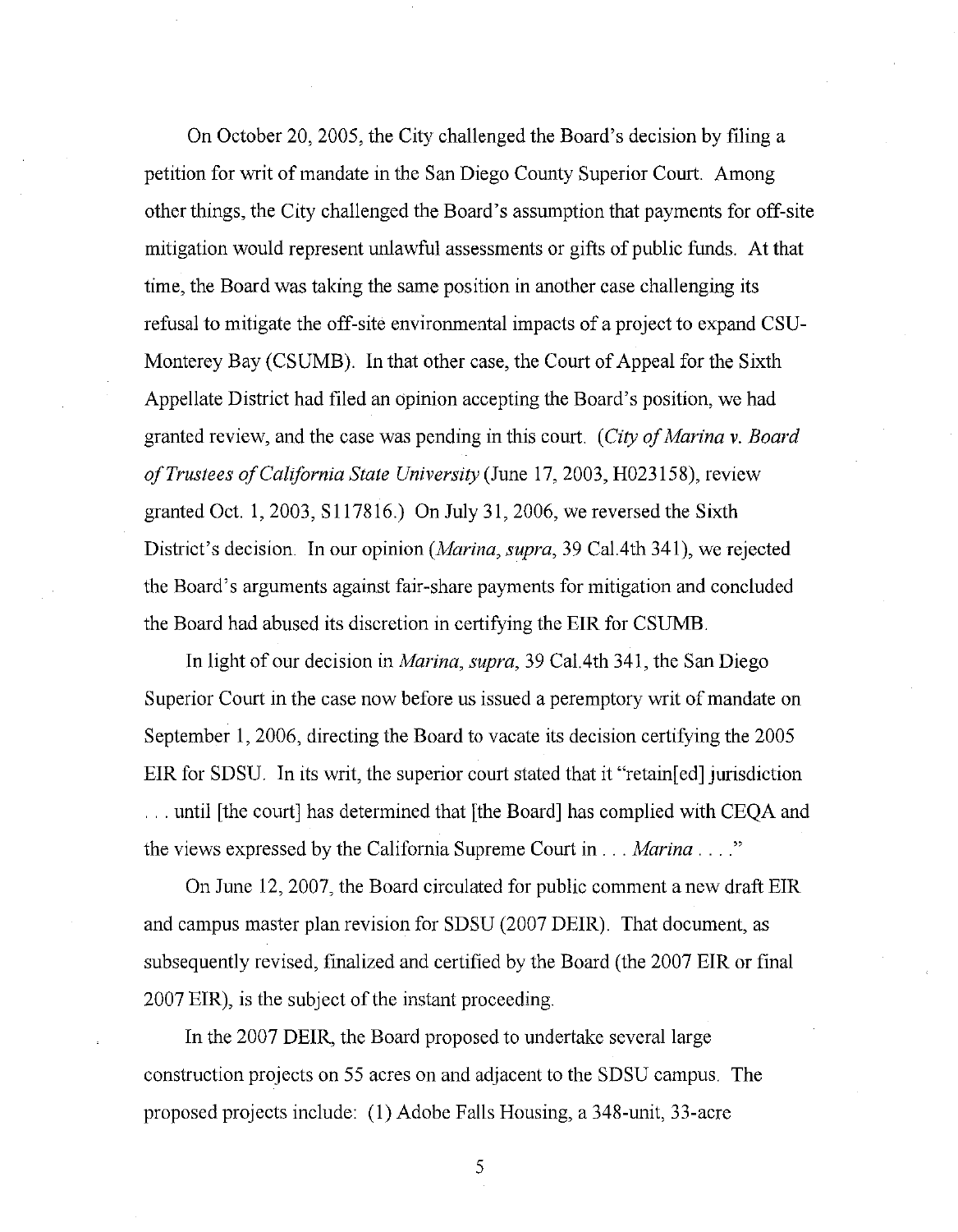On October 20, 2005, the City challenged the Board's decision by filing a petition for writ of mandate in the San Diego County Superior Court. Among other things, the City challenged the Board's assumption that payments for off-site mitigation would represent unlawful assessments or gifts of public funds. At that time, the Board was taking the same position in another case challenging its refusal to mitigate the off-site environmental impacts of a project to expand CSU-Monterey Bay (CSUMB). In that other case, the Court of Appeal for the Sixth Appellate District had filed an opinion accepting the Board's position, we had granted review, and the case was pending in this court. (*City of Marina v. Board of Trustees of California State University* (June 17, 2003, H023158), review granted Oct. 1, 2003, S117816.) On July 31, 2006, we reversed the Sixth District's decision. In our opinion (*Marina, supra*, 39 Cal.4th 341), we rejected the Board's arguments against fair-share payments for mitigation and concluded the Board had abused its discretion in certifying the EIR for CSUMB.

In light of our decision in *Marina, supra*, 39 Cal.4th 341, the San Diego Superior Court in the case now before us issued a peremptory writ of mandate on September 1, 2006, directing the Board to vacate its decision certifying the 2005 EIR for SDSU. In its writ, the superior court stated that it "retain[ed] jurisdiction . . . until [the court] has determined that [the Board] has complied with CEQA and the views expressed by the California Supreme Court in . . . *Marina* . . . ."

On June 12, 2007, the Board circulated for public comment a new draft EIR and campus master plan revision for SDSU (2007 DEIR). That document, as subsequently revised, finalized and certified by the Board (the 2007 EIR or final 2007 EIR), is the subject of the instant proceeding.

In the 2007 DEIR, the Board proposed to undertake several large construction projects on 55 acres on and adjacent to the SDSU campus. The proposed projects include: (1) Adobe Falls Housing, a 348-unit, 33-acre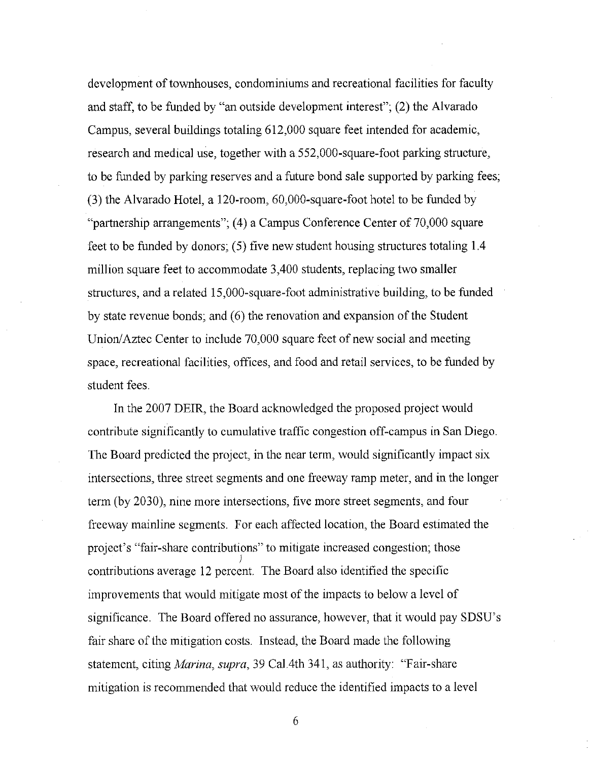development of townhouses, condominiums and recreational facilities for faculty and staff, to be funded by "an outside development interest"; (2) the Alvarado Campus, several buildings totaling 612,000 square feet intended for academic, research and medical use, together with a 552,000-square-foot parking structure, to be funded by parking reserves and a future bond sale supported by parking fees; (3) the Alvarado Hotel, a 120-room, 60,000-square-foot hotel to be funded by "partnership arrangements"; (4) a Campus Conference Center of 70,000 square feet to be funded by donors; (5) five new student housing structures totaling 1.4 million square feet to accommodate 3,400 students, replacing two smaller structures, and a related 15,000-square-foot administrative building, to be funded by state revenue bonds; and (6) the renovation and expansion of the Student Union/Aztec Center to include 70,000 square feet of new social and meeting space, recreational facilities, offices, and food and retail services, to be funded by student fees.

In the 2007 DEIR, the Board acknowledged the proposed project would contribute significantly to cumulative traffic congestion off-campus in San Diego. The Board predicted the project, in the near term, would significantly impact six intersections, three street segments and one freeway ramp meter, and in the longer term (by 2030), nine more intersections, five more street segments, and four freeway mainline segments. For each affected location, the Board estimated the project's "fair-share contributions" to mitigate increased congestion; those contributions average 12 percent. The Board also identified the specific improvements that would mitigate most of the impacts to below a level of significance. The Board offered no assurance, however, that it would pay SDSU's fair share of the mitigation costs. Instead, the Board made the following statement, citing *Marina*, *supra*, 39 Cal.4th 341, as authority: "Fair-share mitigation is recommended that would reduce the identified impacts to a level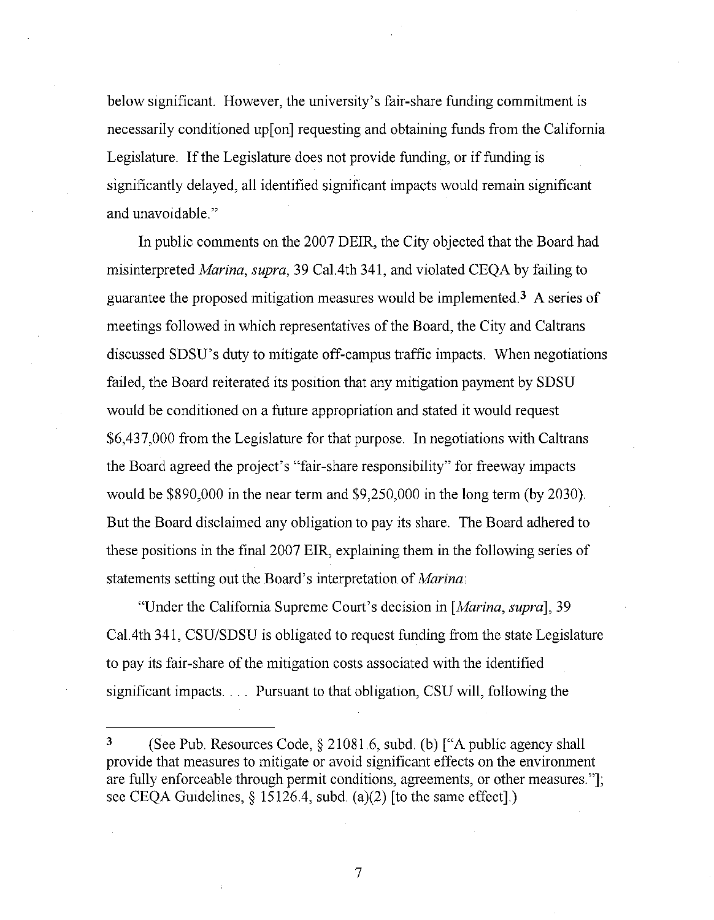below significant. However, the university's fair-share funding commitment is necessarily conditioned up[on] requesting and obtaining funds from the California Legislature. If the Legislature does not provide funding, or if funding is significantly delayed, all identified significant impacts would remain significant and unavoidable."

In public comments on the 2007 DEIR, the City objected that the Board had misinterpreted *Marina, supra,* 39 Cal.4th 341, and violated CEQA by failing to guarantee the proposed mitigation measures would be implemented.[3] A series of meetings followed in which representatives of the Board, the City and Caltrans discussed SDSU's duty to mitigate off-campus traffic impacts. When negotiations failed, the Board reiterated its position that any mitigation payment by SDSU would be conditioned on a future appropriation and stated it would request $6,437,000 from the Legislature for that purpose. In negotiations with Caltrans the Board agreed the project's "fair-share responsibility" for freeway impacts would be $890,000 in the near term and $9,250,000 in the long term (by 2030). But the Board disclaimed any obligation to pay its share. The Board adhered to these positions in the final 2007 EIR, explaining them in the following series of statements setting out the Board's interpretation of *Marina*:

"Under the California Supreme Court's decision in [*Marina, supra*], 39 Cal.4th 341, CSU/SDSU is obligated to request funding from the state Legislature to pay its fair-share of the mitigation costs associated with the identified significant impacts. . . . Pursuant to that obligation, CSU will, following the

---

3 (See Pub. Resources Code, § 21081.6, subd. (b) ["A public agency shall provide that measures to mitigate or avoid significant effects on the environment are fully enforceable through permit conditions, agreements, or other measures."]; see CEQA Guidelines, § 15126.4, subd. (a)(2) [to the same effect].)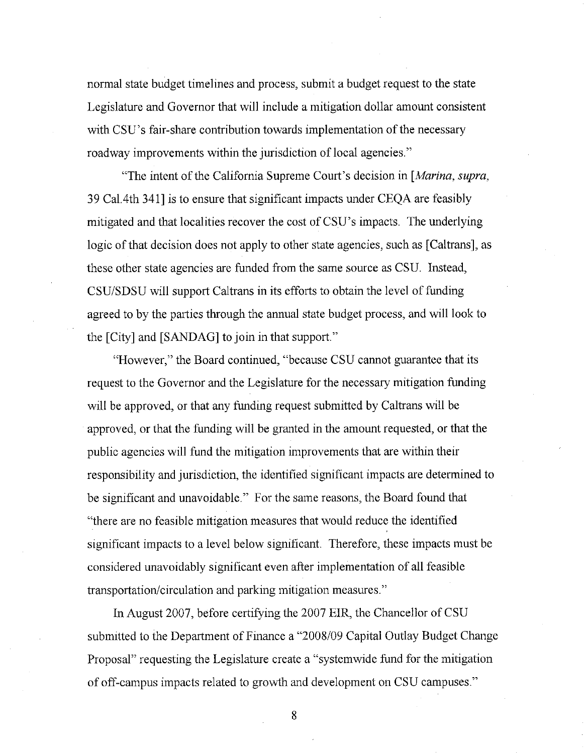normal state budget timelines and process, submit a budget request to the state Legislature and Governor that will include a mitigation dollar amount consistent with CSU's fair-share contribution towards implementation of the necessary roadway improvements within the jurisdiction of local agencies."

"The intent of the California Supreme Court's decision in [*Marina, supra*, 39 Cal.4th 341] is to ensure that significant impacts under CEQA are feasibly mitigated and that localities recover the cost of CSU's impacts. The underlying logic of that decision does not apply to other state agencies, such as [Caltrans], as these other state agencies are funded from the same source as CSU. Instead, CSU/SDSU will support Caltrans in its efforts to obtain the level of funding agreed to by the parties through the annual state budget process, and will look to the [City] and [SANDAG] to join in that support."

"However," the Board continued, "because CSU cannot guarantee that its request to the Governor and the Legislature for the necessary mitigation funding will be approved, or that any funding request submitted by Caltrans will be approved, or that the funding will be granted in the amount requested, or that the public agencies will fund the mitigation improvements that are within their responsibility and jurisdiction, the identified significant impacts are determined to be significant and unavoidable." For the same reasons, the Board found that "there are no feasible mitigation measures that would reduce the identified significant impacts to a level below significant. Therefore, these impacts must be considered unavoidably significant even after implementation of all feasible transportation/circulation and parking mitigation measures."

In August 2007, before certifying the 2007 EIR, the Chancellor of CSU submitted to the Department of Finance a "2008/09 Capital Outlay Budget Change Proposal" requesting the Legislature create a "systemwide fund for the mitigation of off-campus impacts related to growth and development on CSU campuses."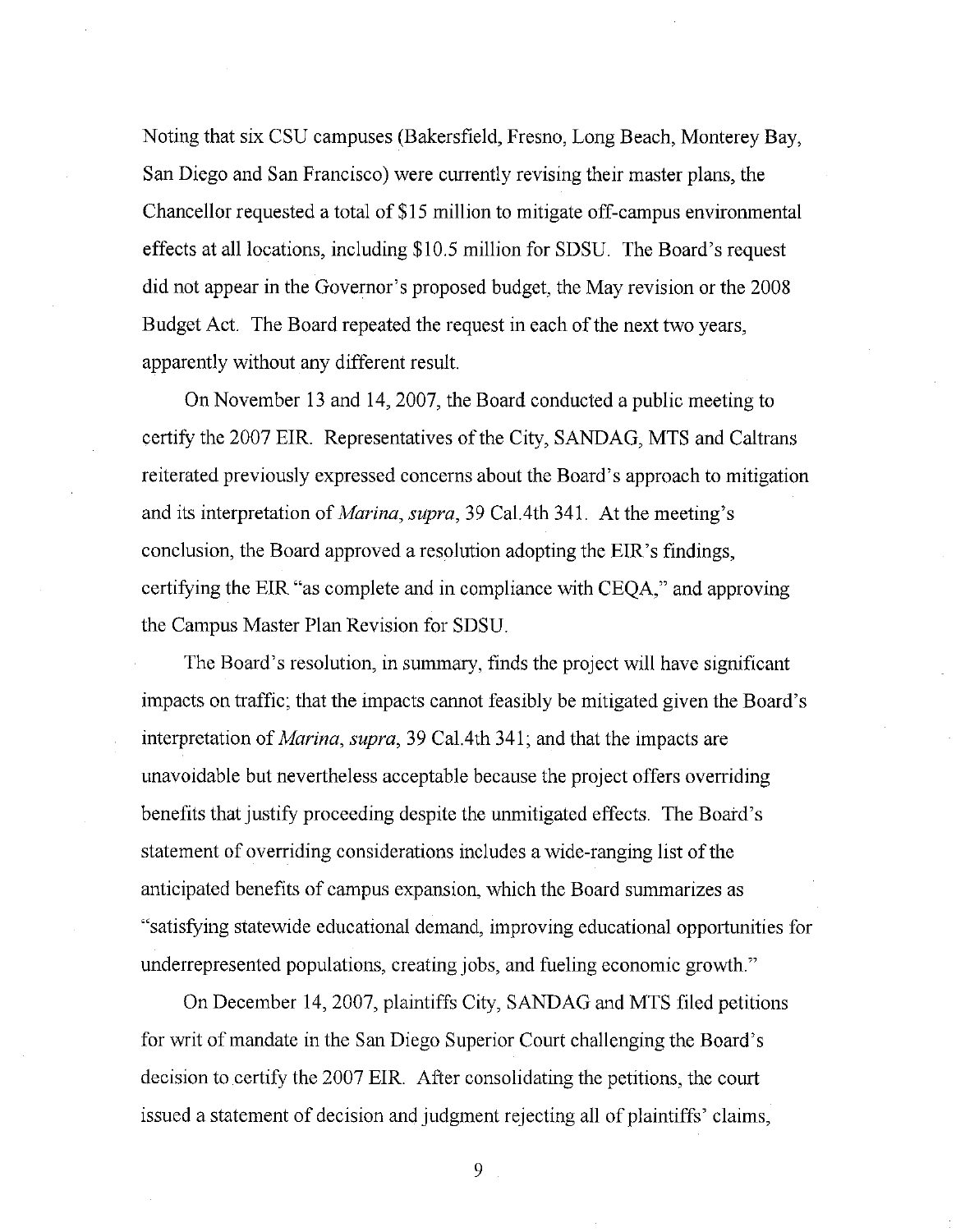Noting that six CSU campuses (Bakersfield, Fresno, Long Beach, Monterey Bay, San Diego and San Francisco) were currently revising their master plans, the Chancellor requested a total of $15 million to mitigate off-campus environmental effects at all locations, including $10.5 million for SDSU. The Board's request did not appear in the Governor's proposed budget, the May revision or the 2008 Budget Act. The Board repeated the request in each of the next two years, apparently without any different result.

On November 13 and 14, 2007, the Board conducted a public meeting to certify the 2007 EIR. Representatives of the City, SANDAG, MTS and Caltrans reiterated previously expressed concerns about the Board's approach to mitigation and its interpretation of *Marina, supra*, 39 Cal.4th 341. At the meeting's conclusion, the Board approved a resolution adopting the EIR's findings, certifying the EIR "as complete and in compliance with CEQA," and approving the Campus Master Plan Revision for SDSU.

The Board's resolution, in summary, finds the project will have significant impacts on traffic; that the impacts cannot feasibly be mitigated given the Board's interpretation of *Marina, supra*, 39 Cal.4th 341; and that the impacts are unavoidable but nevertheless acceptable because the project offers overriding benefits that justify proceeding despite the unmitigated effects. The Board's statement of overriding considerations includes a wide-ranging list of the anticipated benefits of campus expansion, which the Board summarizes as "satisfying statewide educational demand, improving educational opportunities for underrepresented populations, creating jobs, and fueling economic growth."

On December 14, 2007, plaintiffs City, SANDAG and MTS filed petitions for writ of mandate in the San Diego Superior Court challenging the Board's decision to certify the 2007 EIR. After consolidating the petitions, the court issued a statement of decision and judgment rejecting all of plaintiffs' claims,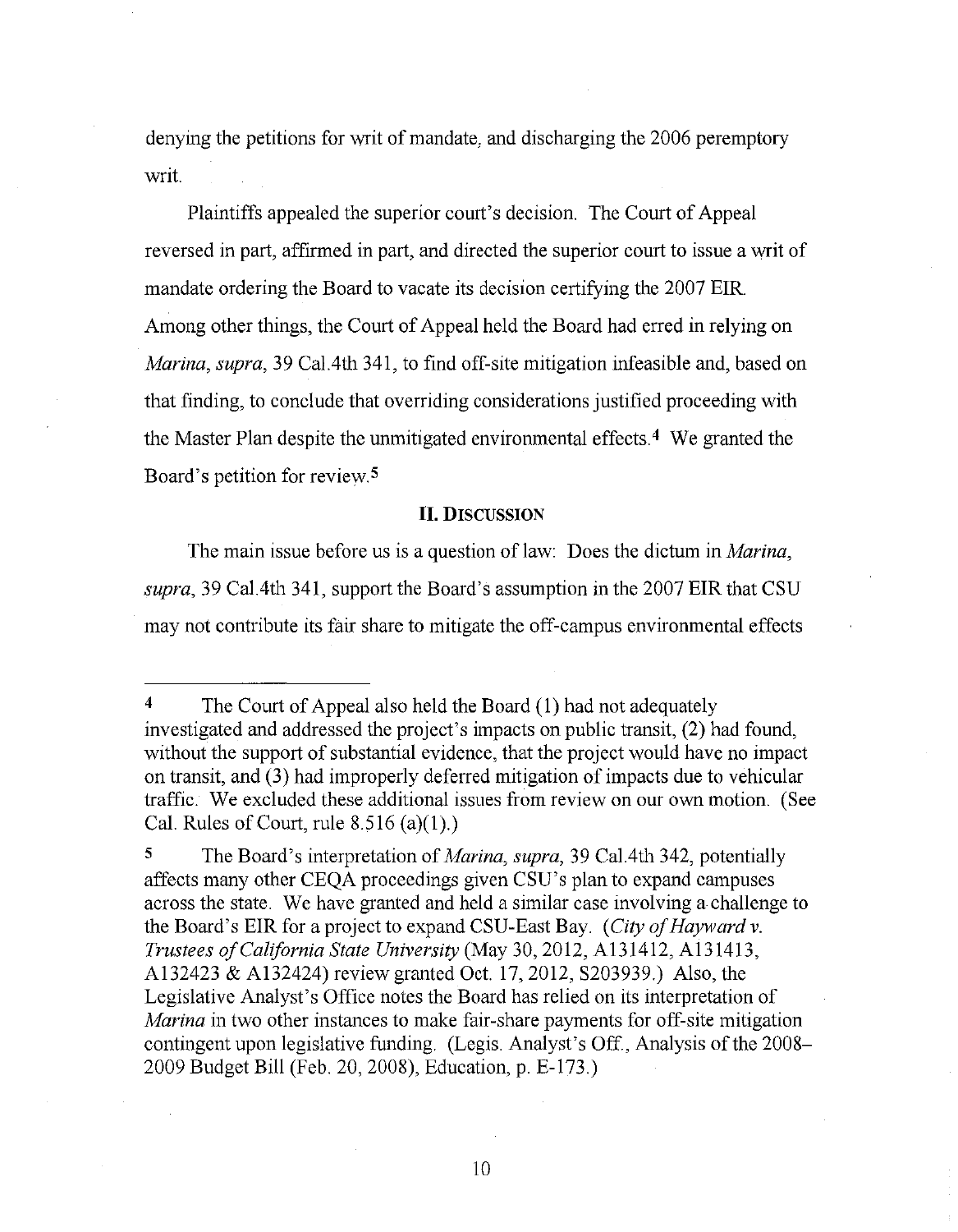denying the petitions for writ of mandate, and discharging the 2006 peremptory writ.

Plaintiffs appealed the superior court's decision. The Court of Appeal reversed in part, affirmed in part, and directed the superior court to issue a writ of mandate ordering the Board to vacate its decision certifying the 2007 EIR. Among other things, the Court of Appeal held the Board had erred in relying on *Marina, supra*, 39 Cal.4th 341, to find off-site mitigation infeasible and, based on that finding, to conclude that overriding considerations justified proceeding with the Master Plan despite the unmitigated environmental effects.[4] We granted the Board's petition for review.[5]

## II. Discussion

The main issue before us is a question of law: Does the dictum in *Marina, supra*, 39 Cal.4th 341, support the Board's assumption in the 2007 EIR that CSU may not contribute its fair share to mitigate the off-campus environmental effects

---

[4] The Court of Appeal also held the Board (1) had not adequately investigated and addressed the project's impacts on public transit, (2) had found, without the support of substantial evidence, that the project would have no impact on transit, and (3) had improperly deferred mitigation of impacts due to vehicular traffic. We excluded these additional issues from review on our own motion. (See Cal. Rules of Court, rule 8.516 (a)(1).)

[5] The Board's interpretation of *Marina, supra*, 39 Cal.4th 342, potentially affects many other CEQA proceedings given CSU's plan to expand campuses across the state. We have granted and held a similar case involving a challenge to the Board's EIR for a project to expand CSU-East Bay. (*City of Hayward v. Trustees of California State University* (May 30, 2012, A131412, A131413, A132423 & A132424) review granted Oct. 17, 2012, S203939.) Also, the Legislative Analyst's Office notes the Board has relied on its interpretation of *Marina* in two other instances to make fair-share payments for off-site mitigation contingent upon legislative funding. (Legis. Analyst's Off., Analysis of the 2008–2009 Budget Bill (Feb. 20, 2008), Education, p. E-173.)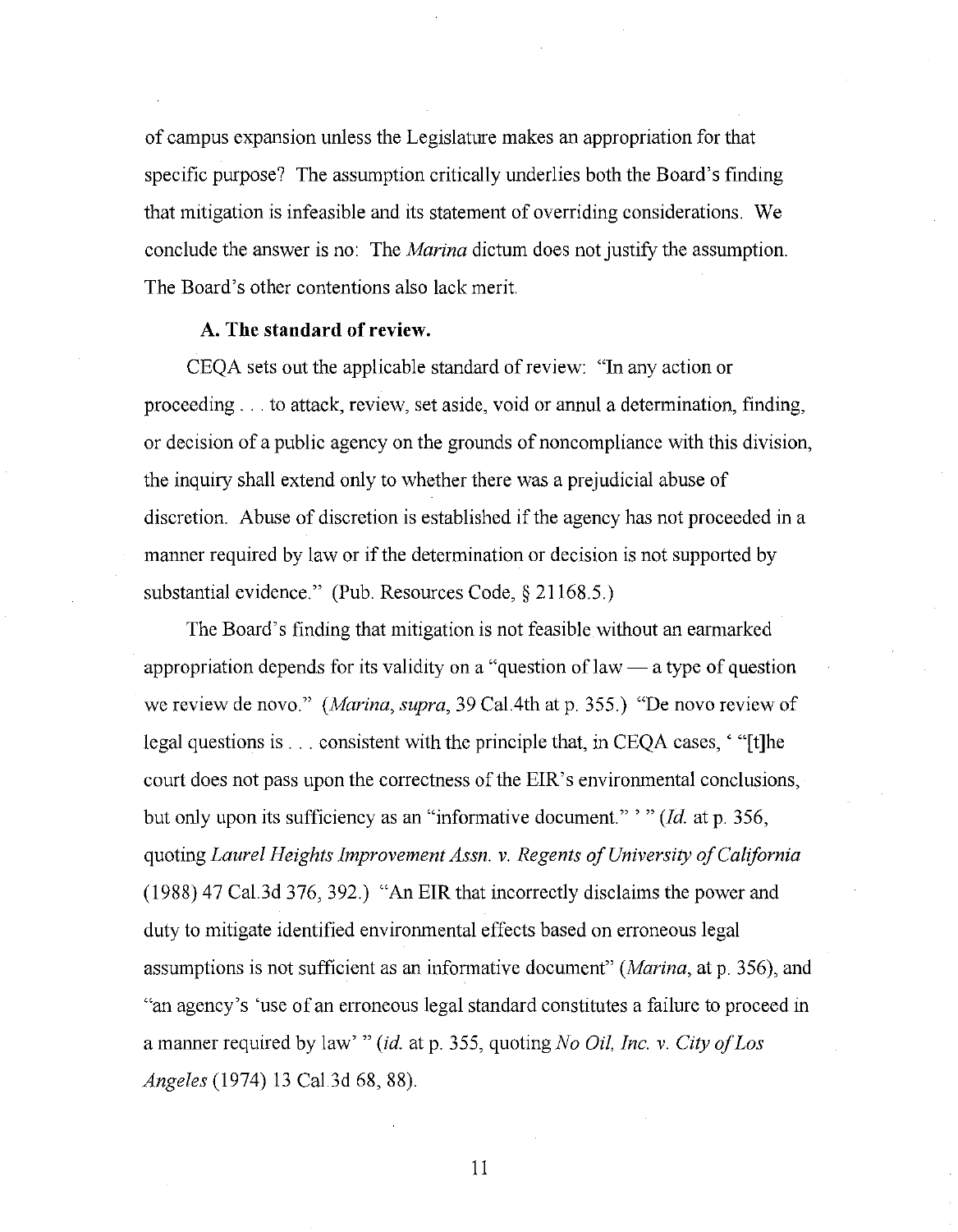of campus expansion unless the Legislature makes an appropriation for that specific purpose? The assumption critically underlies both the Board's finding that mitigation is infeasible and its statement of overriding considerations. We conclude the answer is no: The *Marina* dictum does not justify the assumption. The Board's other contentions also lack merit.

### A. The standard of review.

CEQA sets out the applicable standard of review: "In any action or proceeding . . . to attack, review, set aside, void or annul a determination, finding, or decision of a public agency on the grounds of noncompliance with this division, the inquiry shall extend only to whether there was a prejudicial abuse of discretion. Abuse of discretion is established if the agency has not proceeded in a manner required by law or if the determination or decision is not supported by substantial evidence." (Pub. Resources Code, § 21168.5.)

The Board's finding that mitigation is not feasible without an earmarked appropriation depends for its validity on a "question of law — a type of question we review de novo." (*Marina, supra,* 39 Cal.4th at p. 355.) "De novo review of legal questions is . . . consistent with the principle that, in CEQA cases, ' "[t]he court does not pass upon the correctness of the EIR's environmental conclusions, but only upon its sufficiency as an "informative document." ' " (*Id.* at p. 356, quoting *Laurel Heights Improvement Assn. v. Regents of University of California* (1988) 47 Cal.3d 376, 392.) "An EIR that incorrectly disclaims the power and duty to mitigate identified environmental effects based on erroneous legal assumptions is not sufficient as an informative document" (*Marina,* at p. 356), and "an agency's 'use of an erroneous legal standard constitutes a failure to proceed in a manner required by law' " (*id.* at p. 355, quoting *No Oil, Inc. v. City of Los Angeles* (1974) 13 Cal.3d 68, 88).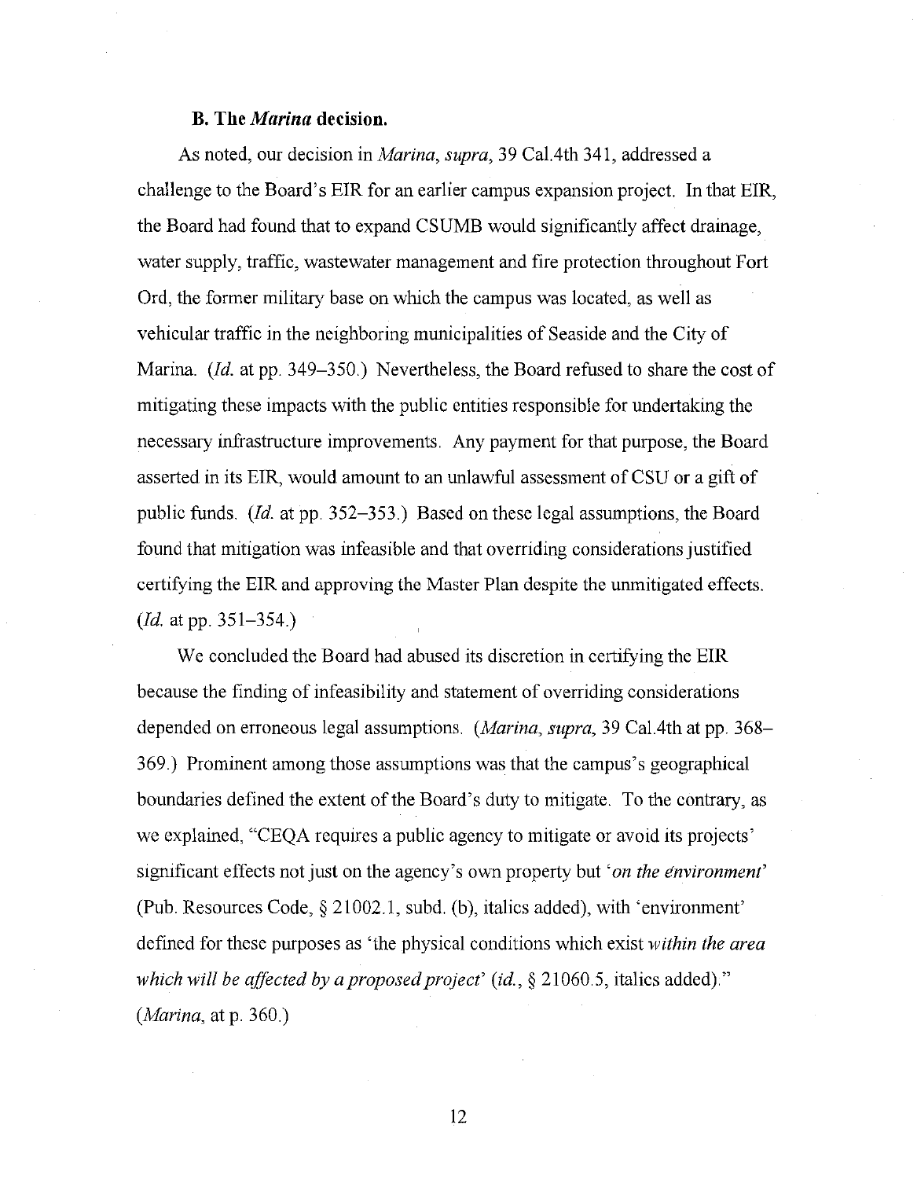### B. The *Marina* decision.

As noted, our decision in *Marina, supra,* 39 Cal.4th 341, addressed a challenge to the Board's EIR for an earlier campus expansion project. In that EIR, the Board had found that to expand CSUMB would significantly affect drainage, water supply, traffic, wastewater management and fire protection throughout Fort Ord, the former military base on which the campus was located, as well as vehicular traffic in the neighboring municipalities of Seaside and the City of Marina. (*Id.* at pp. 349–350.) Nevertheless, the Board refused to share the cost of mitigating these impacts with the public entities responsible for undertaking the necessary infrastructure improvements. Any payment for that purpose, the Board asserted in its EIR, would amount to an unlawful assessment of CSU or a gift of public funds. (*Id.* at pp. 352–353.) Based on these legal assumptions, the Board found that mitigation was infeasible and that overriding considerations justified certifying the EIR and approving the Master Plan despite the unmitigated effects. (*Id.* at pp. 351–354.)

We concluded the Board had abused its discretion in certifying the EIR because the finding of infeasibility and statement of overriding considerations depended on erroneous legal assumptions. (*Marina, supra,* 39 Cal.4th at pp. 368–369.) Prominent among those assumptions was that the campus's geographical boundaries defined the extent of the Board's duty to mitigate. To the contrary, as we explained, "CEQA requires a public agency to mitigate or avoid its projects' significant effects not just on the agency's own property but '*on the environment*' (Pub. Resources Code, § 21002.1, subd. (b), italics added), with 'environment' defined for these purposes as 'the physical conditions which exist *within the area which will be affected by a proposed project*' (*id.*, § 21060.5, italics added)." (*Marina,* at p. 360.)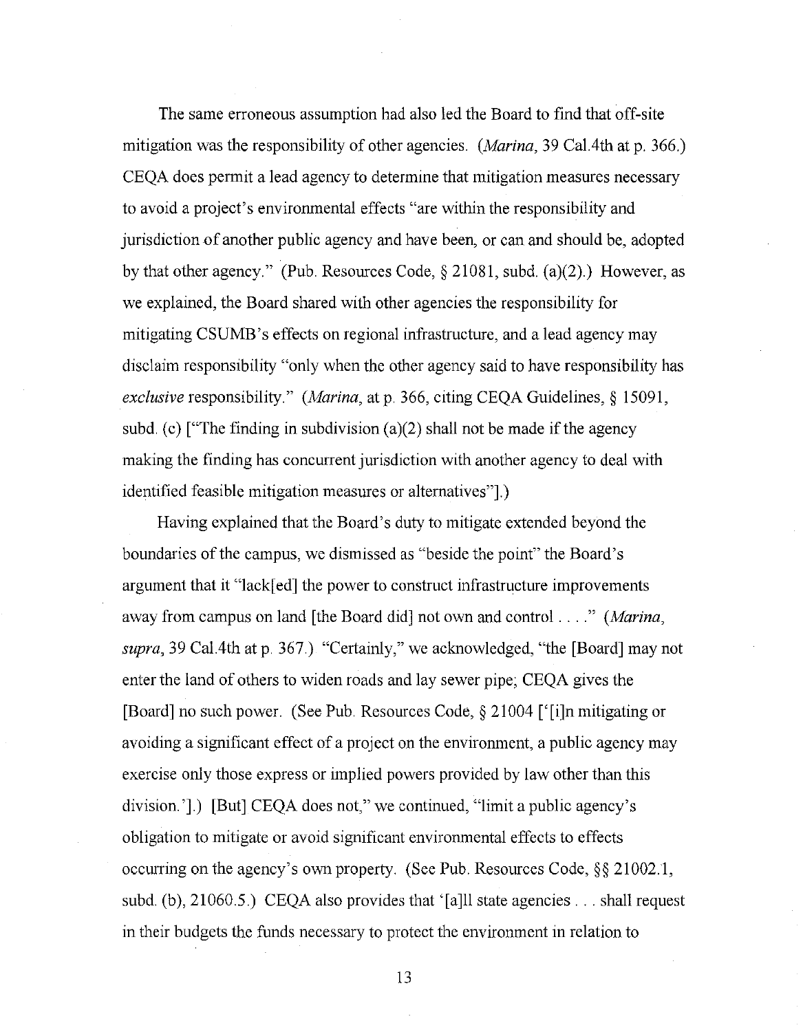The same erroneous assumption had also led the Board to find that off-site mitigation was the responsibility of other agencies. (*Marina*, 39 Cal.4th at p. 366.) CEQA does permit a lead agency to determine that mitigation measures necessary to avoid a project's environmental effects "are within the responsibility and jurisdiction of another public agency and have been, or can and should be, adopted by that other agency." (Pub. Resources Code, § 21081, subd. (a)(2).) However, as we explained, the Board shared with other agencies the responsibility for mitigating CSUMB's effects on regional infrastructure, and a lead agency may disclaim responsibility "only when the other agency said to have responsibility has *exclusive* responsibility." (*Marina*, at p. 366, citing CEQA Guidelines, § 15091, subd. (c) ["The finding in subdivision (a)(2) shall not be made if the agency making the finding has concurrent jurisdiction with another agency to deal with identified feasible mitigation measures or alternatives"].)

Having explained that the Board's duty to mitigate extended beyond the boundaries of the campus, we dismissed as "beside the point" the Board's argument that it "lack[ed] the power to construct infrastructure improvements away from campus on land [the Board did] not own and control . . . ." (*Marina*, *supra*, 39 Cal.4th at p. 367.) "Certainly," we acknowledged, "the [Board] may not enter the land of others to widen roads and lay sewer pipe; CEQA gives the [Board] no such power. (See Pub. Resources Code, § 21004 ['[i]n mitigating or avoiding a significant effect of a project on the environment, a public agency may exercise only those express or implied powers provided by law other than this division.'].) [But] CEQA does not," we continued, "limit a public agency's obligation to mitigate or avoid significant environmental effects to effects occurring on the agency's own property. (See Pub. Resources Code, §§ 21002.1, subd. (b), 21060.5.) CEQA also provides that '[a]ll state agencies . . . shall request in their budgets the funds necessary to protect the environment in relation to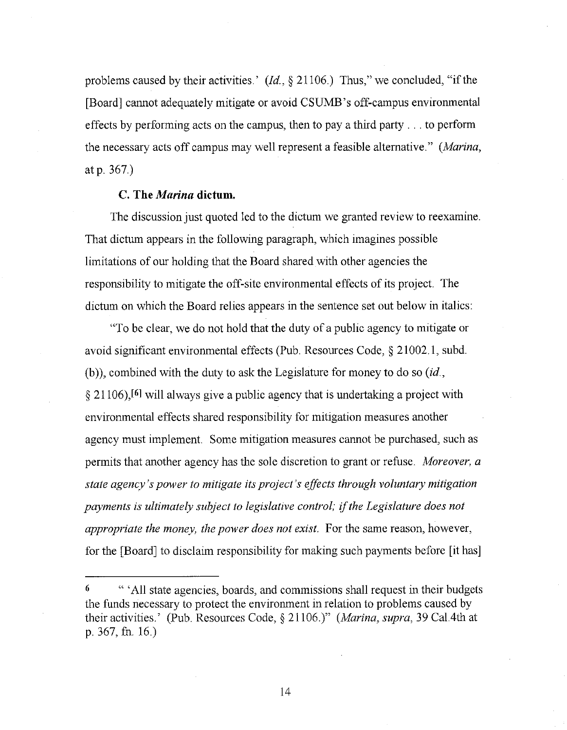problems caused by their activities.' (*Id.*, § 21106.) Thus," we concluded, "if the [Board] cannot adequately mitigate or avoid CSUMB's off-campus environmental effects by performing acts on the campus, then to pay a third party . . . to perform the necessary acts off campus may well represent a feasible alternative." (*Marina*, at p. 367.)

### C. The *Marina* dictum.

The discussion just quoted led to the dictum we granted review to reexamine. That dictum appears in the following paragraph, which imagines possible limitations of our holding that the Board shared with other agencies the responsibility to mitigate the off-site environmental effects of its project. The dictum on which the Board relies appears in the sentence set out below in italics:

"To be clear, we do not hold that the duty of a public agency to mitigate or avoid significant environmental effects (Pub. Resources Code, § 21002.1, subd. (b)), combined with the duty to ask the Legislature for money to do so (*id.*, § 21106),[6] will always give a public agency that is undertaking a project with environmental effects shared responsibility for mitigation measures another agency must implement. Some mitigation measures cannot be purchased, such as permits that another agency has the sole discretion to grant or refuse. *Moreover, a state agency's power to mitigate its project's effects through voluntary mitigation payments is ultimately subject to legislative control; if the Legislature does not appropriate the money, the power does not exist.* For the same reason, however, for the [Board] to disclaim responsibility for making such payments before [it has]

---

6 " 'All state agencies, boards, and commissions shall request in their budgets the funds necessary to protect the environment in relation to problems caused by their activities.' (Pub. Resources Code, § 21106.)" (*Marina, supra*, 39 Cal.4th at p. 367, fn. 16.)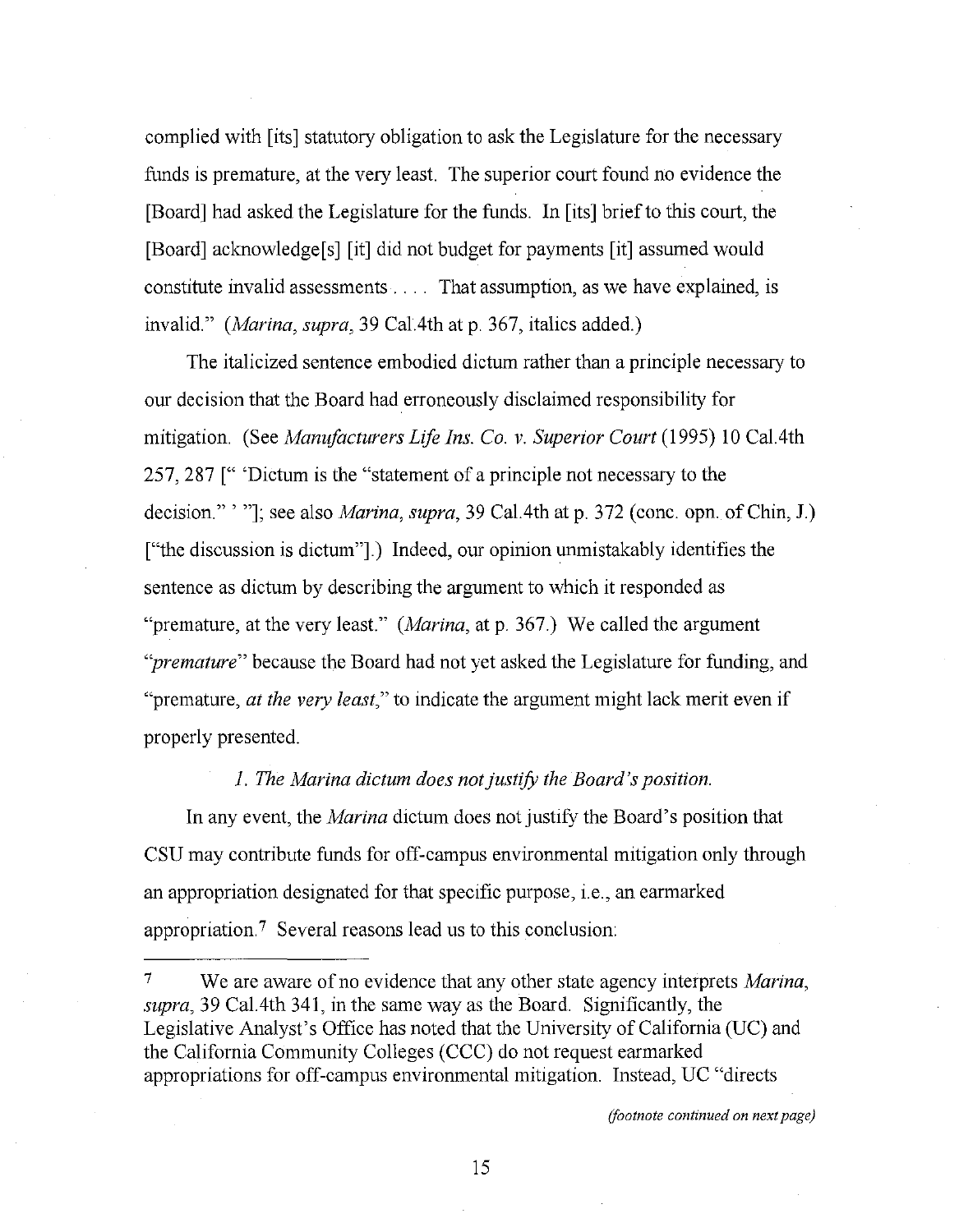complied with [its] statutory obligation to ask the Legislature for the necessary funds is premature, at the very least. The superior court found no evidence the [Board] had asked the Legislature for the funds. In [its] brief to this court, the [Board] acknowledge[s] [it] did not budget for payments [it] assumed would constitute invalid assessments . . . . That assumption, as we have explained, is invalid." (*Marina, supra,* 39 Cal.4th at p. 367, italics added.)

The italicized sentence embodied dictum rather than a principle necessary to our decision that the Board had erroneously disclaimed responsibility for mitigation. (See *Manufacturers Life Ins. Co. v. Superior Court* (1995) 10 Cal.4th 257, 287 [" 'Dictum is the "statement of a principle not necessary to the decision." ' "]; see also *Marina, supra,* 39 Cal.4th at p. 372 (conc. opn. of Chin, J.) ["the discussion is dictum"].) Indeed, our opinion unmistakably identifies the sentence as dictum by describing the argument to which it responded as "premature, at the very least." (*Marina,* at p. 367.) We called the argument "*premature*" because the Board had not yet asked the Legislature for funding, and "premature, *at the very least,*" to indicate the argument might lack merit even if properly presented.

*1. The Marina dictum does not justify the Board's position.*

In any event, the *Marina* dictum does not justify the Board's position that CSU may contribute funds for off-campus environmental mitigation only through an appropriation designated for that specific purpose, i.e., an earmarked appropriation.[7] Several reasons lead us to this conclusion:

---

[7] We are aware of no evidence that any other state agency interprets *Marina, supra,* 39 Cal.4th 341, in the same way as the Board. Significantly, the Legislative Analyst's Office has noted that the University of California (UC) and the California Community Colleges (CCC) do not request earmarked appropriations for off-campus environmental mitigation. Instead, UC "directs

*(footnote continued on next page)*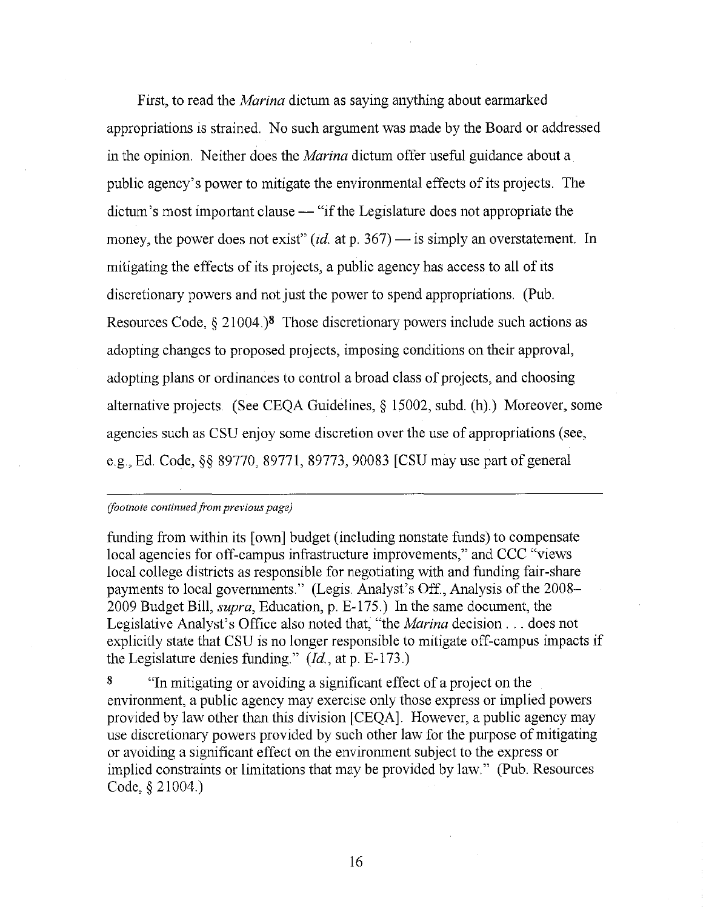First, to read the *Marina* dictum as saying anything about earmarked appropriations is strained. No such argument was made by the Board or addressed in the opinion. Neither does the *Marina* dictum offer useful guidance about a public agency's power to mitigate the environmental effects of its projects. The dictum's most important clause — "if the Legislature does not appropriate the money, the power does not exist" (*id.* at p. 367) — is simply an overstatement. In mitigating the effects of its projects, a public agency has access to all of its discretionary powers and not just the power to spend appropriations. (Pub. Resources Code, § 21004.)[8] Those discretionary powers include such actions as adopting changes to proposed projects, imposing conditions on their approval, adopting plans or ordinances to control a broad class of projects, and choosing alternative projects. (See CEQA Guidelines, § 15002, subd. (h).) Moreover, some agencies such as CSU enjoy some discretion over the use of appropriations (see, e.g., Ed. Code, §§ 89770, 89771, 89773, 90083 [CSU may use part of general

---

*(footnote continued from previous page)*

funding from within its [own] budget (including nonstate funds) to compensate local agencies for off-campus infrastructure improvements," and CCC "views local college districts as responsible for negotiating with and funding fair-share payments to local governments." (Legis. Analyst's Off., Analysis of the 2008–2009 Budget Bill, *supra*, Education, p. E-175.) In the same document, the Legislative Analyst's Office also noted that, "the *Marina* decision . . . does not explicitly state that CSU is no longer responsible to mitigate off-campus impacts if the Legislature denies funding." (*Id.*, at p. E-173.)

[8] "In mitigating or avoiding a significant effect of a project on the environment, a public agency may exercise only those express or implied powers provided by law other than this division [CEQA]. However, a public agency may use discretionary powers provided by such other law for the purpose of mitigating or avoiding a significant effect on the environment subject to the express or implied constraints or limitations that may be provided by law." (Pub. Resources Code, § 21004.)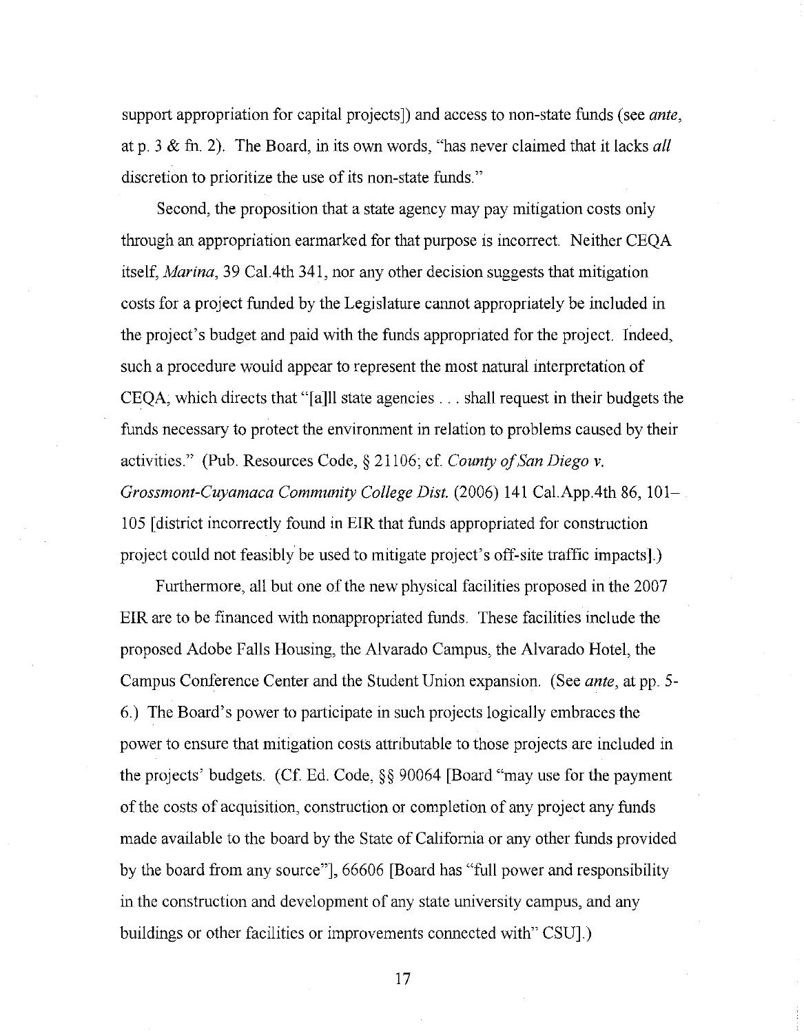support appropriation for capital projects]) and access to non-state funds (see *ante*, at p. 3 & fn. 2). The Board, in its own words, "has never claimed that it lacks *all* discretion to prioritize the use of its non-state funds."

Second, the proposition that a state agency may pay mitigation costs only through an appropriation earmarked for that purpose is incorrect. Neither CEQA itself, *Marina*, 39 Cal.4th 341, nor any other decision suggests that mitigation costs for a project funded by the Legislature cannot appropriately be included in the project's budget and paid with the funds appropriated for the project. Indeed, such a procedure would appear to represent the most natural interpretation of CEQA, which directs that "[a]ll state agencies . . . shall request in their budgets the funds necessary to protect the environment in relation to problems caused by their activities." (Pub. Resources Code, § 21106; cf. *County of San Diego v. Grossmont-Cuyamaca Community College Dist.* (2006) 141 Cal.App.4th 86, 101–105 [district incorrectly found in EIR that funds appropriated for construction project could not feasibly be used to mitigate project's off-site traffic impacts].)

Furthermore, all but one of the new physical facilities proposed in the 2007 EIR are to be financed with nonappropriated funds. These facilities include the proposed Adobe Falls Housing, the Alvarado Campus, the Alvarado Hotel, the Campus Conference Center and the Student Union expansion. (See *ante*, at pp. 5-6.) The Board's power to participate in such projects logically embraces the power to ensure that mitigation costs attributable to those projects are included in the projects' budgets. (Cf. Ed. Code, §§ 90064 [Board "may use for the payment of the costs of acquisition, construction or completion of any project any funds made available to the board by the State of California or any other funds provided by the board from any source"], 66606 [Board has "full power and responsibility in the construction and development of any state university campus, and any buildings or other facilities or improvements connected with" CSU].)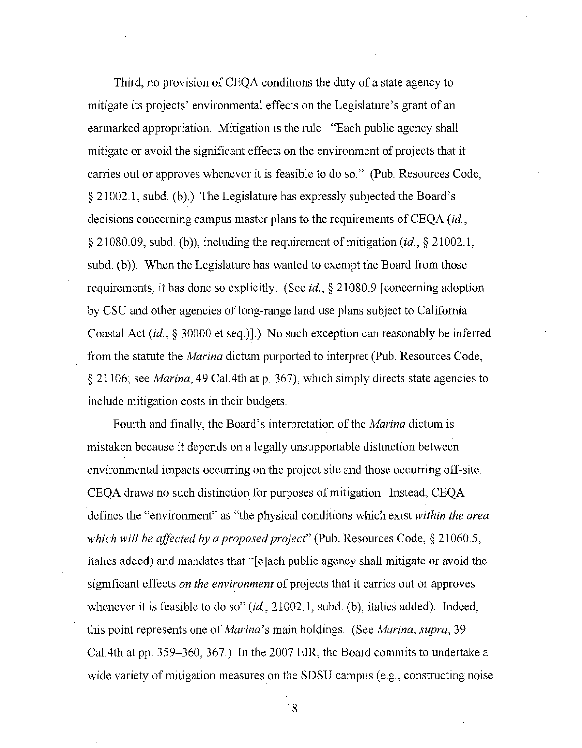Third, no provision of CEQA conditions the duty of a state agency to mitigate its projects' environmental effects on the Legislature's grant of an earmarked appropriation. Mitigation is the rule: "Each public agency shall mitigate or avoid the significant effects on the environment of projects that it carries out or approves whenever it is feasible to do so." (Pub. Resources Code, § 21002.1, subd. (b).) The Legislature has expressly subjected the Board's decisions concerning campus master plans to the requirements of CEQA (*id.*, § 21080.09, subd. (b)), including the requirement of mitigation (*id.*, § 21002.1, subd. (b)). When the Legislature has wanted to exempt the Board from those requirements, it has done so explicitly. (See *id.*, § 21080.9 [concerning adoption by CSU and other agencies of long-range land use plans subject to California Coastal Act (*id.*, § 30000 et seq.)].) No such exception can reasonably be inferred from the statute the *Marina* dictum purported to interpret (Pub. Resources Code, § 21106; see *Marina*, 49 Cal.4th at p. 367), which simply directs state agencies to include mitigation costs in their budgets.

Fourth and finally, the Board's interpretation of the *Marina* dictum is mistaken because it depends on a legally unsupportable distinction between environmental impacts occurring on the project site and those occurring off-site. CEQA draws no such distinction for purposes of mitigation. Instead, CEQA defines the "environment" as "the physical conditions which exist *within the area which will be affected by a proposed project*" (Pub. Resources Code, § 21060.5, italics added) and mandates that "[e]ach public agency shall mitigate or avoid the significant effects *on the environment* of projects that it carries out or approves whenever it is feasible to do so" (*id.*, 21002.1, subd. (b), italics added). Indeed, this point represents one of *Marina*'s main holdings. (See *Marina*, *supra*, 39 Cal.4th at pp. 359–360, 367.) In the 2007 EIR, the Board commits to undertake a wide variety of mitigation measures on the SDSU campus (e.g., constructing noise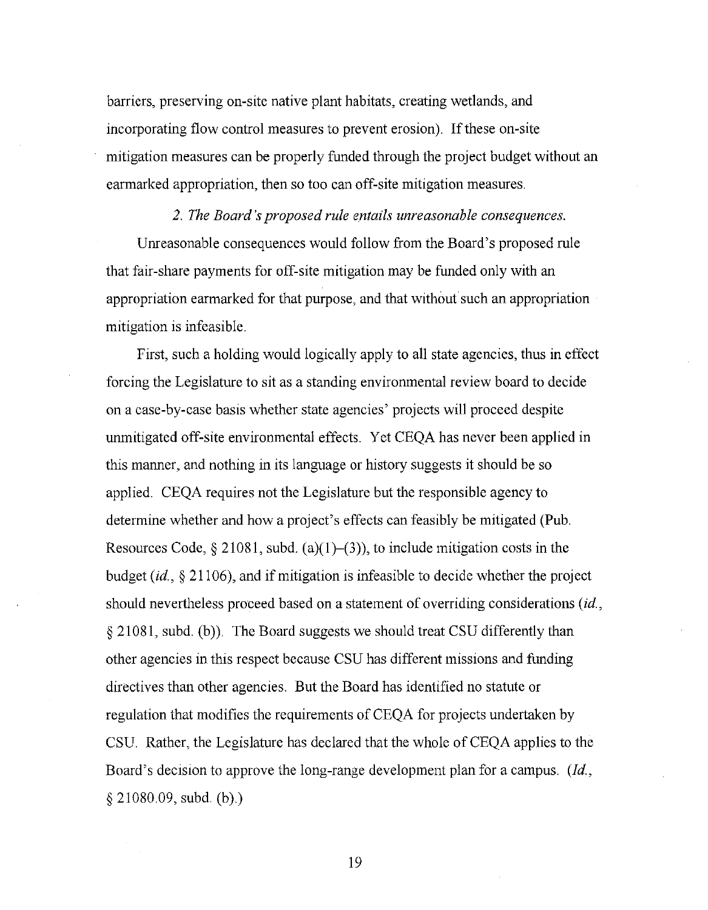barriers, preserving on-site native plant habitats, creating wetlands, and incorporating flow control measures to prevent erosion). If these on-site mitigation measures can be properly funded through the project budget without an earmarked appropriation, then so too can off-site mitigation measures.

*2. The Board's proposed rule entails unreasonable consequences.*

Unreasonable consequences would follow from the Board's proposed rule that fair-share payments for off-site mitigation may be funded only with an appropriation earmarked for that purpose, and that without such an appropriation mitigation is infeasible.

First, such a holding would logically apply to all state agencies, thus in effect forcing the Legislature to sit as a standing environmental review board to decide on a case-by-case basis whether state agencies' projects will proceed despite unmitigated off-site environmental effects. Yet CEQA has never been applied in this manner, and nothing in its language or history suggests it should be so applied. CEQA requires not the Legislature but the responsible agency to determine whether and how a project's effects can feasibly be mitigated (Pub. Resources Code, § 21081, subd. (a)(1)–(3)), to include mitigation costs in the budget (*id.*, § 21106), and if mitigation is infeasible to decide whether the project should nevertheless proceed based on a statement of overriding considerations (*id.*, § 21081, subd. (b)). The Board suggests we should treat CSU differently than other agencies in this respect because CSU has different missions and funding directives than other agencies. But the Board has identified no statute or regulation that modifies the requirements of CEQA for projects undertaken by CSU. Rather, the Legislature has declared that the whole of CEQA applies to the Board's decision to approve the long-range development plan for a campus. (*Id.*, § 21080.09, subd. (b).)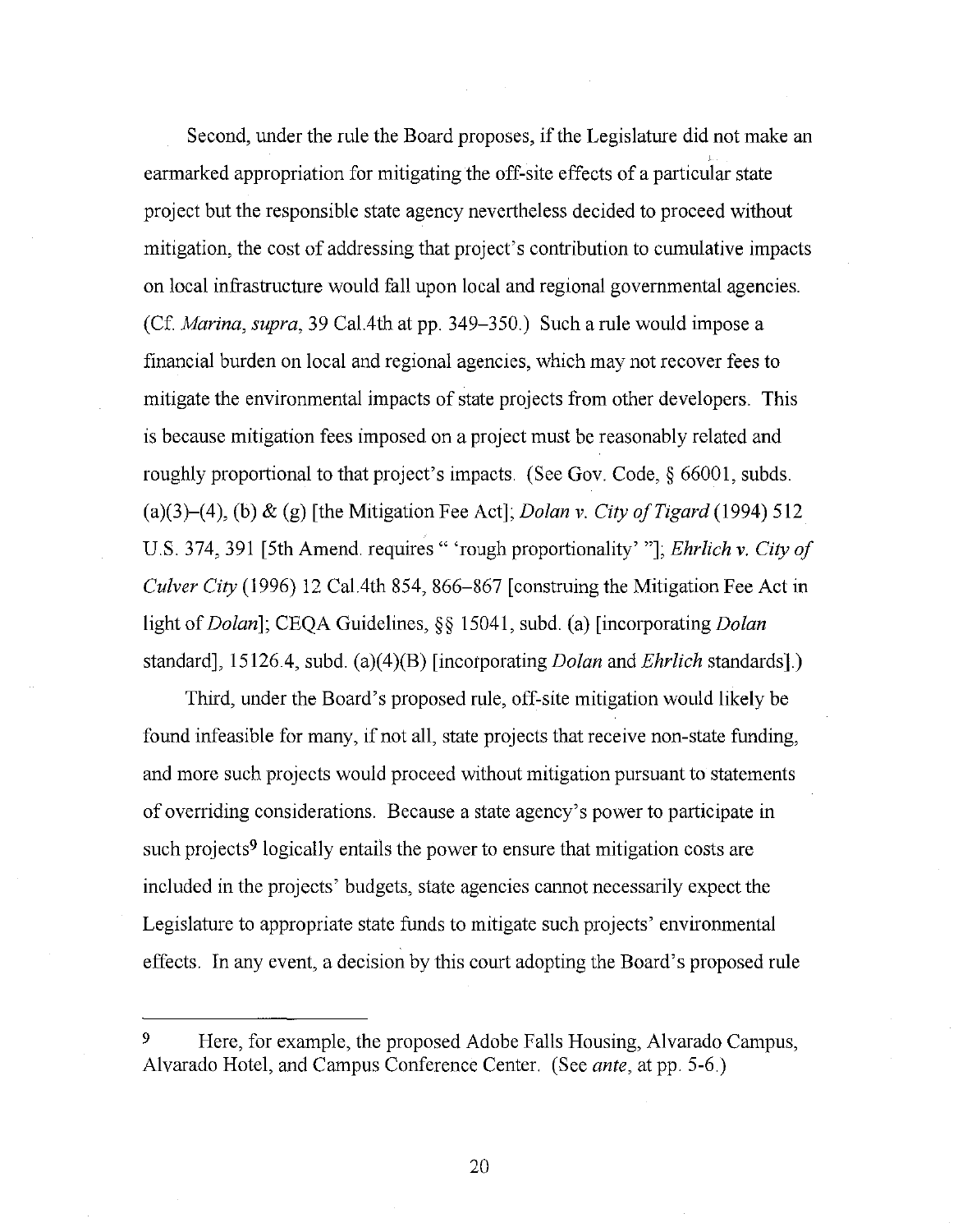Second, under the rule the Board proposes, if the Legislature did not make an earmarked appropriation for mitigating the off-site effects of a particular state project but the responsible state agency nevertheless decided to proceed without mitigation, the cost of addressing that project's contribution to cumulative impacts on local infrastructure would fall upon local and regional governmental agencies. (Cf. *Marina*, *supra*, 39 Cal.4th at pp. 349–350.) Such a rule would impose a financial burden on local and regional agencies, which may not recover fees to mitigate the environmental impacts of state projects from other developers. This is because mitigation fees imposed on a project must be reasonably related and roughly proportional to that project's impacts. (See Gov. Code, § 66001, subds. (a)(3)–(4), (b) & (g) [the Mitigation Fee Act]; *Dolan v. City of Tigard* (1994) 512 U.S. 374, 391 [5th Amend. requires " 'rough proportionality' "]; *Ehrlich v. City of Culver City* (1996) 12 Cal.4th 854, 866–867 [construing the Mitigation Fee Act in light of *Dolan*]; CEQA Guidelines, §§ 15041, subd. (a) [incorporating *Dolan* standard], 15126.4, subd. (a)(4)(B) [incorporating *Dolan* and *Ehrlich* standards].)

Third, under the Board's proposed rule, off-site mitigation would likely be found infeasible for many, if not all, state projects that receive non-state funding, and more such projects would proceed without mitigation pursuant to statements of overriding considerations. Because a state agency's power to participate in such projects[9] logically entails the power to ensure that mitigation costs are included in the projects' budgets, state agencies cannot necessarily expect the Legislature to appropriate state funds to mitigate such projects' environmental effects. In any event, a decision by this court adopting the Board's proposed rule

---

[9] Here, for example, the proposed Adobe Falls Housing, Alvarado Campus, Alvarado Hotel, and Campus Conference Center. (See *ante*, at pp. 5-6.)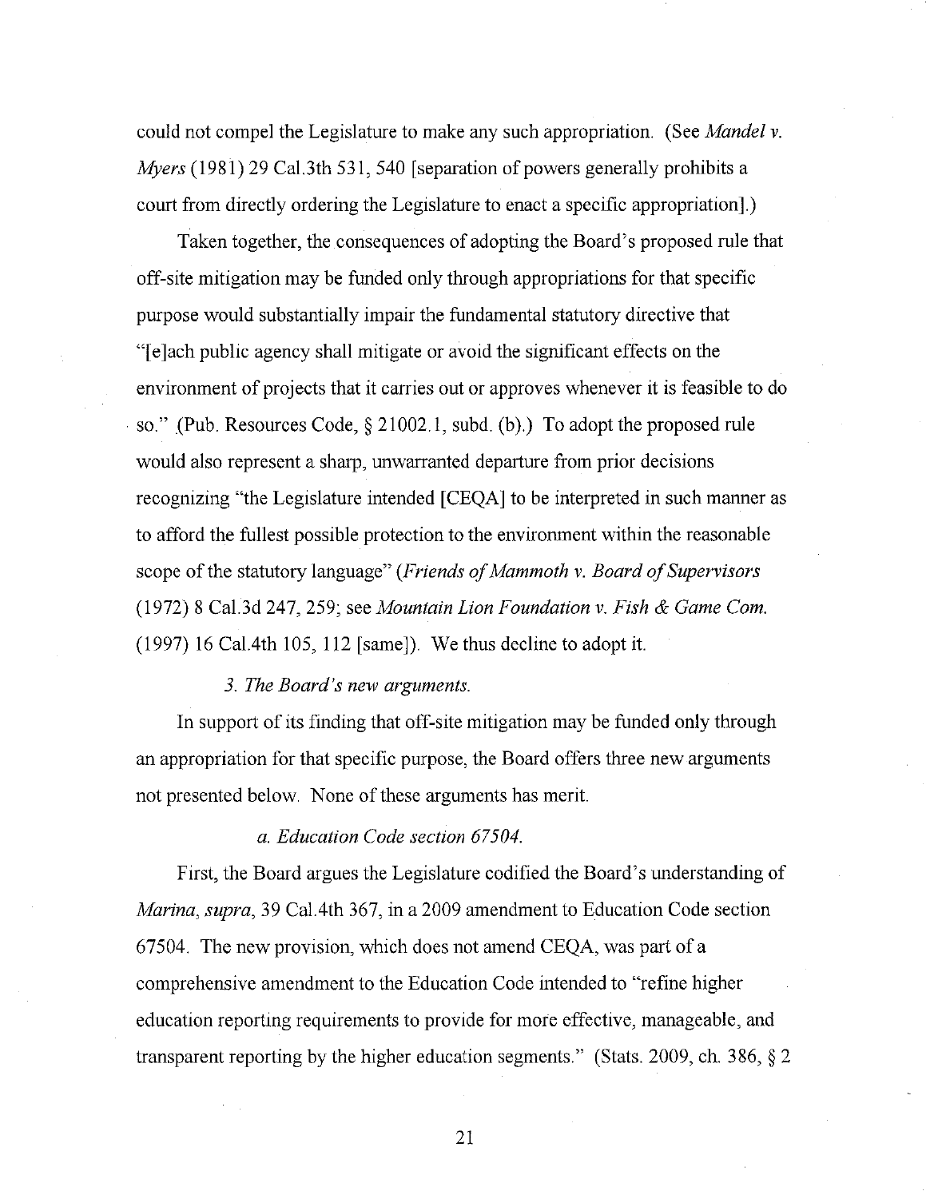could not compel the Legislature to make any such appropriation. (See *Mandel v. Myers* (1981) 29 Cal.3th 531, 540 [separation of powers generally prohibits a court from directly ordering the Legislature to enact a specific appropriation].)

Taken together, the consequences of adopting the Board's proposed rule that off-site mitigation may be funded only through appropriations for that specific purpose would substantially impair the fundamental statutory directive that "[e]ach public agency shall mitigate or avoid the significant effects on the environment of projects that it carries out or approves whenever it is feasible to do so." (Pub. Resources Code, § 21002.1, subd. (b).) To adopt the proposed rule would also represent a sharp, unwarranted departure from prior decisions recognizing "the Legislature intended [CEQA] to be interpreted in such manner as to afford the fullest possible protection to the environment within the reasonable scope of the statutory language" (*Friends of Mammoth v. Board of Supervisors* (1972) 8 Cal.3d 247, 259; see *Mountain Lion Foundation v. Fish & Game Com.* (1997) 16 Cal.4th 105, 112 [same]). We thus decline to adopt it.

*3. The Board's new arguments.*

In support of its finding that off-site mitigation may be funded only through an appropriation for that specific purpose, the Board offers three new arguments not presented below. None of these arguments has merit.

*a. Education Code section 67504.*

First, the Board argues the Legislature codified the Board's understanding of *Marina, supra,* 39 Cal.4th 367, in a 2009 amendment to Education Code section 67504. The new provision, which does not amend CEQA, was part of a comprehensive amendment to the Education Code intended to "refine higher education reporting requirements to provide for more effective, manageable, and transparent reporting by the higher education segments." (Stats. 2009, ch. 386, § 2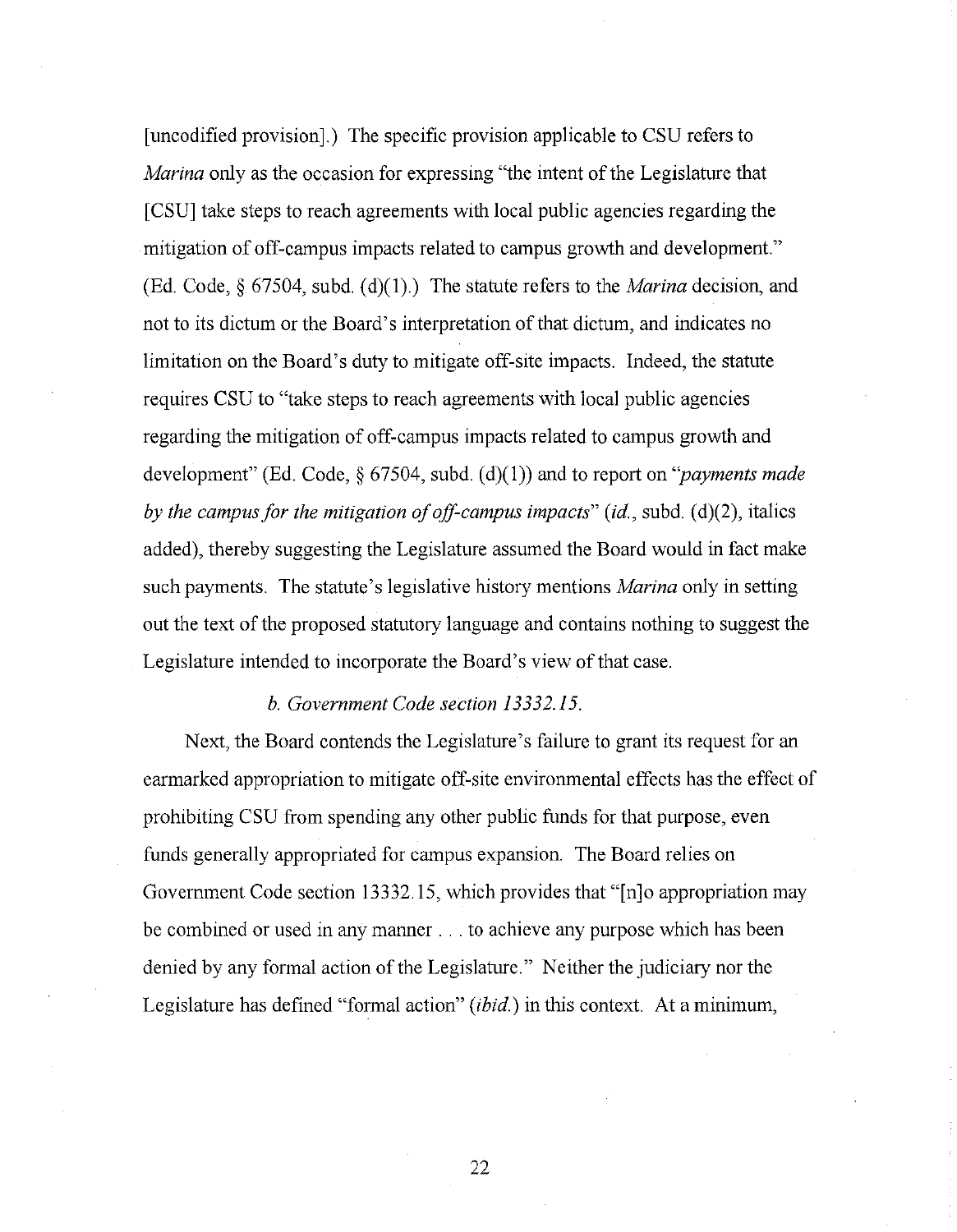[uncodified provision].) The specific provision applicable to CSU refers to *Marina* only as the occasion for expressing "the intent of the Legislature that [CSU] take steps to reach agreements with local public agencies regarding the mitigation of off-campus impacts related to campus growth and development." (Ed. Code, § 67504, subd. (d)(1).) The statute refers to the *Marina* decision, and not to its dictum or the Board's interpretation of that dictum, and indicates no limitation on the Board's duty to mitigate off-site impacts. Indeed, the statute requires CSU to "take steps to reach agreements with local public agencies regarding the mitigation of off-campus impacts related to campus growth and development" (Ed. Code, § 67504, subd. (d)(1)) and to report on "*payments made by the campus for the mitigation of off-campus impacts*" (*id.*, subd. (d)(2), italics added), thereby suggesting the Legislature assumed the Board would in fact make such payments. The statute's legislative history mentions *Marina* only in setting out the text of the proposed statutory language and contains nothing to suggest the Legislature intended to incorporate the Board's view of that case.

*b. Government Code section 13332.15.*

Next, the Board contends the Legislature's failure to grant its request for an earmarked appropriation to mitigate off-site environmental effects has the effect of prohibiting CSU from spending any other public funds for that purpose, even funds generally appropriated for campus expansion. The Board relies on Government Code section 13332.15, which provides that "[n]o appropriation may be combined or used in any manner . . . to achieve any purpose which has been denied by any formal action of the Legislature." Neither the judiciary nor the Legislature has defined "formal action" (*ibid.*) in this context. At a minimum,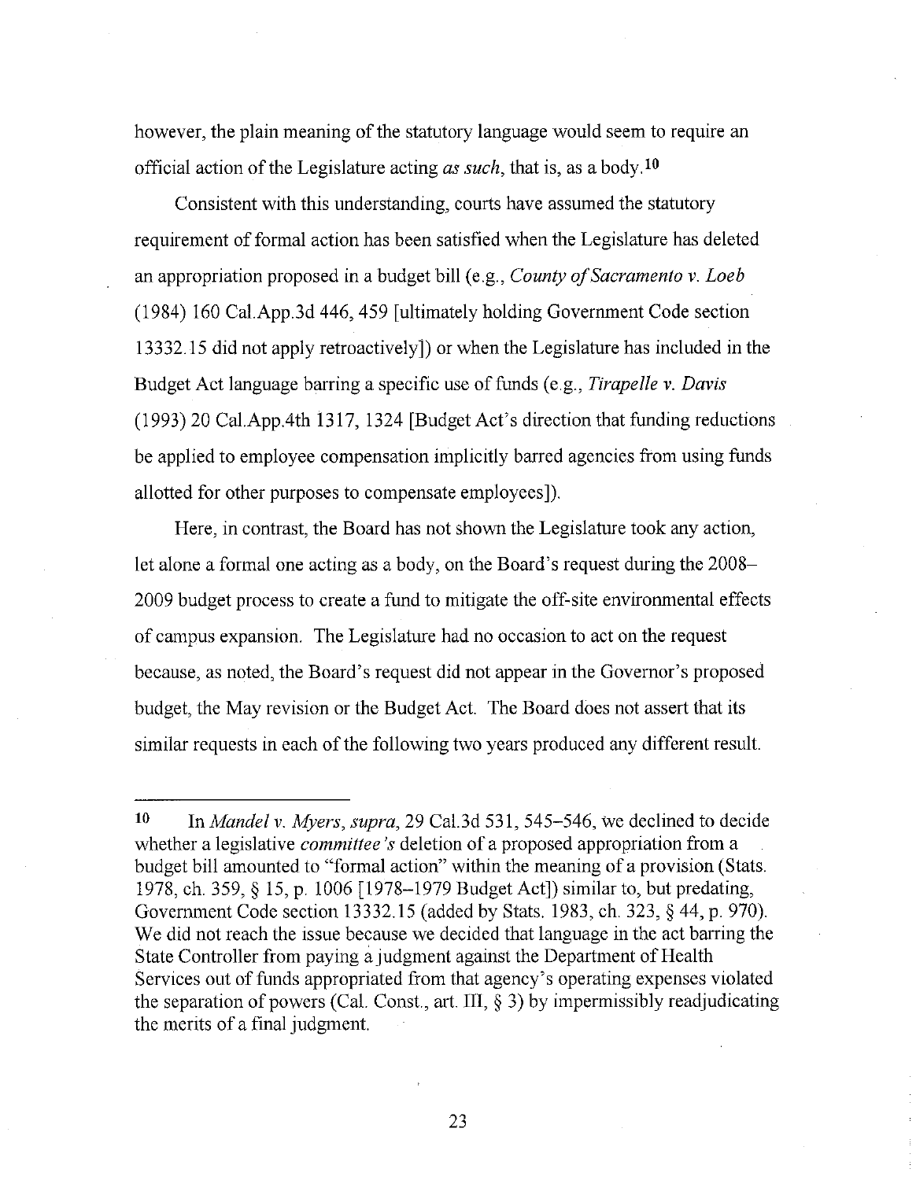however, the plain meaning of the statutory language would seem to require an official action of the Legislature acting *as such*, that is, as a body.[10]

Consistent with this understanding, courts have assumed the statutory requirement of formal action has been satisfied when the Legislature has deleted an appropriation proposed in a budget bill (e.g., *County of Sacramento v. Loeb* (1984) 160 Cal.App.3d 446, 459 [ultimately holding Government Code section 13332.15 did not apply retroactively]) or when the Legislature has included in the Budget Act language barring a specific use of funds (e.g., *Tirapelle v. Davis* (1993) 20 Cal.App.4th 1317, 1324 [Budget Act's direction that funding reductions be applied to employee compensation implicitly barred agencies from using funds allotted for other purposes to compensate employees]).

Here, in contrast, the Board has not shown the Legislature took any action, let alone a formal one acting as a body, on the Board's request during the 2008–2009 budget process to create a fund to mitigate the off-site environmental effects of campus expansion. The Legislature had no occasion to act on the request because, as noted, the Board's request did not appear in the Governor's proposed budget, the May revision or the Budget Act. The Board does not assert that its similar requests in each of the following two years produced any different result.

---

10 In *Mandel v. Myers*, *supra*, 29 Cal.3d 531, 545–546, we declined to decide whether a legislative *committee's* deletion of a proposed appropriation from a budget bill amounted to "formal action" within the meaning of a provision (Stats. 1978, ch. 359, § 15, p. 1006 [1978–1979 Budget Act]) similar to, but predating, Government Code section 13332.15 (added by Stats. 1983, ch. 323, § 44, p. 970). We did not reach the issue because we decided that language in the act barring the State Controller from paying a judgment against the Department of Health Services out of funds appropriated from that agency's operating expenses violated the separation of powers (Cal. Const., art. III, § 3) by impermissibly readjudicating the merits of a final judgment.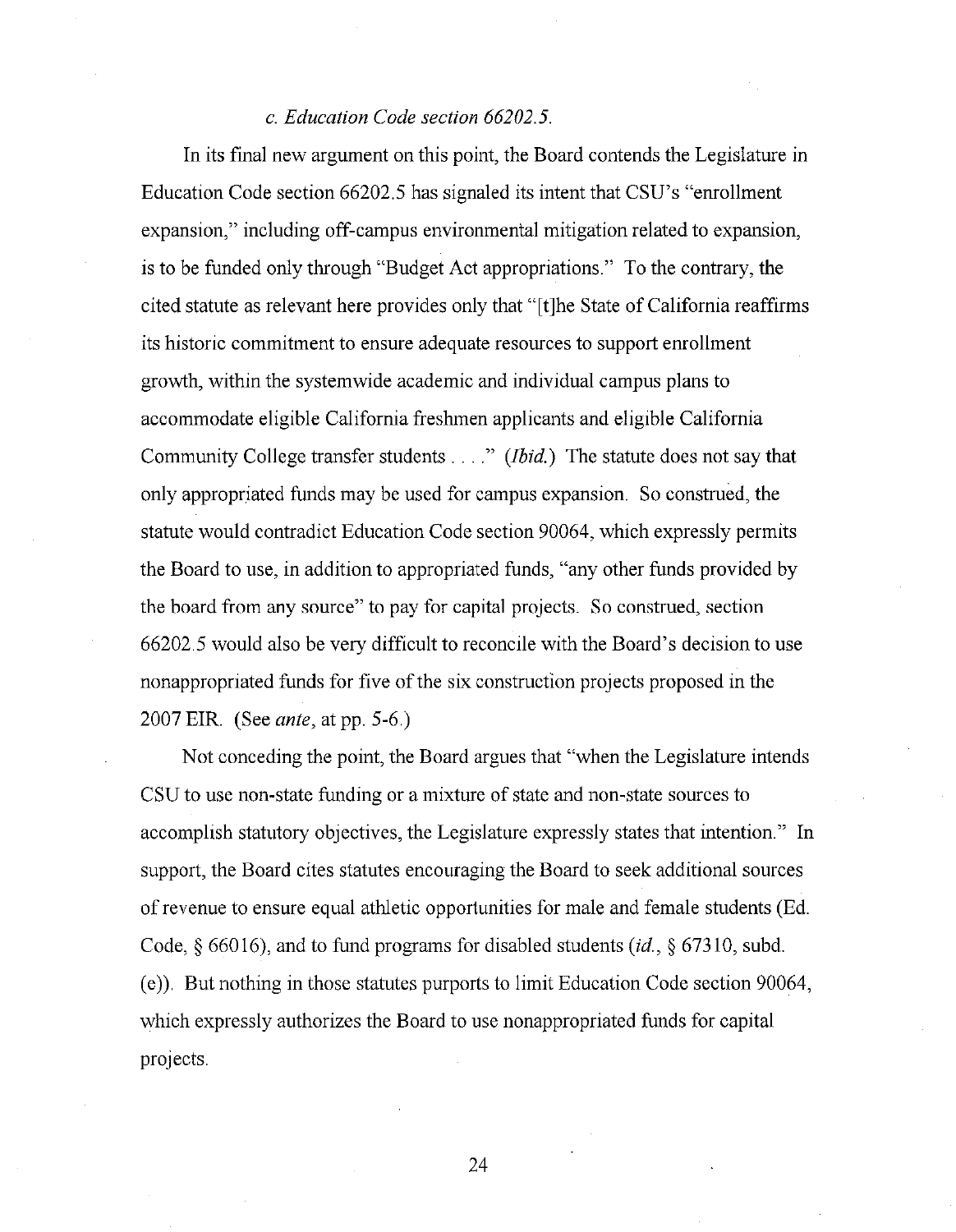### *c. Education Code section 66202.5.*

In its final new argument on this point, the Board contends the Legislature in Education Code section 66202.5 has signaled its intent that CSU's "enrollment expansion," including off-campus environmental mitigation related to expansion, is to be funded only through "Budget Act appropriations." To the contrary, the cited statute as relevant here provides only that "[t]he State of California reaffirms its historic commitment to ensure adequate resources to support enrollment growth, within the systemwide academic and individual campus plans to accommodate eligible California freshmen applicants and eligible California Community College transfer students . . . ." (*Ibid.*) The statute does not say that only appropriated funds may be used for campus expansion. So construed, the statute would contradict Education Code section 90064, which expressly permits the Board to use, in addition to appropriated funds, "any other funds provided by the board from any source" to pay for capital projects. So construed, section 66202.5 would also be very difficult to reconcile with the Board's decision to use nonappropriated funds for five of the six construction projects proposed in the 2007 EIR. (See *ante*, at pp. 5-6.)

Not conceding the point, the Board argues that "when the Legislature intends CSU to use non-state funding or a mixture of state and non-state sources to accomplish statutory objectives, the Legislature expressly states that intention." In support, the Board cites statutes encouraging the Board to seek additional sources of revenue to ensure equal athletic opportunities for male and female students (Ed. Code, § 66016), and to fund programs for disabled students (*id.*, § 67310, subd. (e)). But nothing in those statutes purports to limit Education Code section 90064, which expressly authorizes the Board to use nonappropriated funds for capital projects.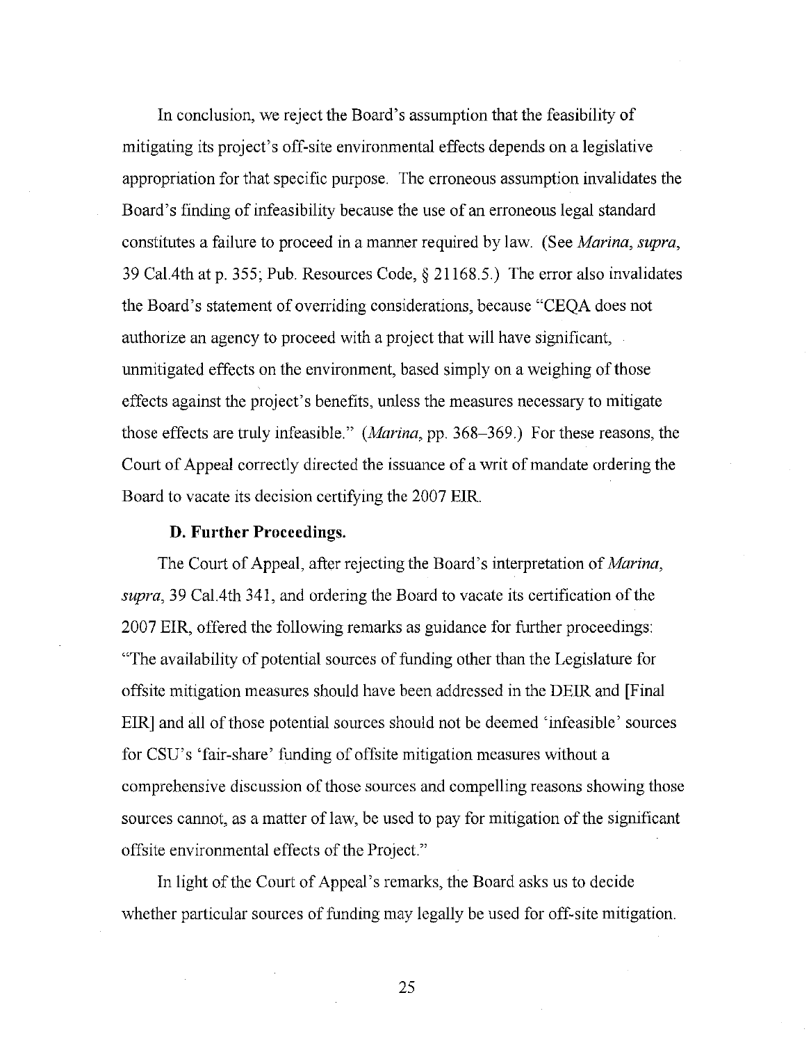In conclusion, we reject the Board's assumption that the feasibility of mitigating its project's off-site environmental effects depends on a legislative appropriation for that specific purpose. The erroneous assumption invalidates the Board's finding of infeasibility because the use of an erroneous legal standard constitutes a failure to proceed in a manner required by law. (See *Marina*, *supra*, 39 Cal.4th at p. 355; Pub. Resources Code, § 21168.5.) The error also invalidates the Board's statement of overriding considerations, because "CEQA does not authorize an agency to proceed with a project that will have significant, unmitigated effects on the environment, based simply on a weighing of those effects against the project's benefits, unless the measures necessary to mitigate those effects are truly infeasible." (*Marina*, pp. 368–369.) For these reasons, the Court of Appeal correctly directed the issuance of a writ of mandate ordering the Board to vacate its decision certifying the 2007 EIR.

**D. Further Proceedings.**

The Court of Appeal, after rejecting the Board's interpretation of *Marina*, *supra*, 39 Cal.4th 341, and ordering the Board to vacate its certification of the 2007 EIR, offered the following remarks as guidance for further proceedings: "The availability of potential sources of funding other than the Legislature for offsite mitigation measures should have been addressed in the DEIR and [Final EIR] and all of those potential sources should not be deemed 'infeasible' sources for CSU's 'fair-share' funding of offsite mitigation measures without a comprehensive discussion of those sources and compelling reasons showing those sources cannot, as a matter of law, be used to pay for mitigation of the significant offsite environmental effects of the Project."

In light of the Court of Appeal's remarks, the Board asks us to decide whether particular sources of funding may legally be used for off-site mitigation.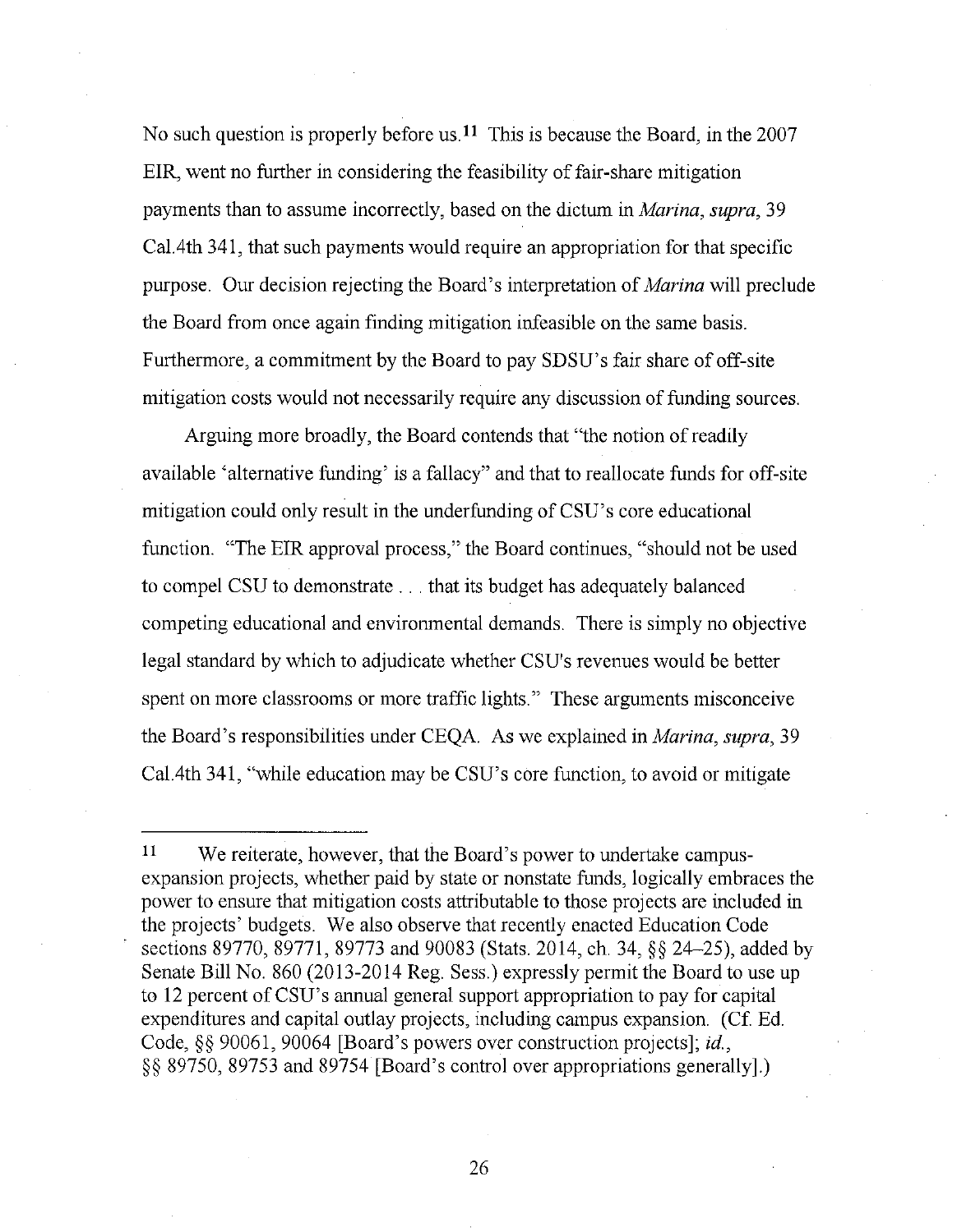No such question is properly before us.[11] This is because the Board, in the 2007 EIR, went no further in considering the feasibility of fair-share mitigation payments than to assume incorrectly, based on the dictum in *Marina, supra*, 39 Cal.4th 341, that such payments would require an appropriation for that specific purpose. Our decision rejecting the Board's interpretation of *Marina* will preclude the Board from once again finding mitigation infeasible on the same basis. Furthermore, a commitment by the Board to pay SDSU's fair share of off-site mitigation costs would not necessarily require any discussion of funding sources.

Arguing more broadly, the Board contends that "the notion of readily available 'alternative funding' is a fallacy" and that to reallocate funds for off-site mitigation could only result in the underfunding of CSU's core educational function. "The EIR approval process," the Board continues, "should not be used to compel CSU to demonstrate . . . that its budget has adequately balanced competing educational and environmental demands. There is simply no objective legal standard by which to adjudicate whether CSU's revenues would be better spent on more classrooms or more traffic lights." These arguments misconceive the Board's responsibilities under CEQA. As we explained in *Marina, supra*, 39 Cal.4th 341, "while education may be CSU's core function, to avoid or mitigate

---

[11] We reiterate, however, that the Board's power to undertake campus-expansion projects, whether paid by state or nonstate funds, logically embraces the power to ensure that mitigation costs attributable to those projects are included in the projects' budgets. We also observe that recently enacted Education Code sections 89770, 89771, 89773 and 90083 (Stats. 2014, ch. 34, §§ 24–25), added by Senate Bill No. 860 (2013-2014 Reg. Sess.) expressly permit the Board to use up to 12 percent of CSU's annual general support appropriation to pay for capital expenditures and capital outlay projects, including campus expansion. (Cf. Ed. Code, §§ 90061, 90064 [Board's powers over construction projects]; *id.*, §§ 89750, 89753 and 89754 [Board's control over appropriations generally].)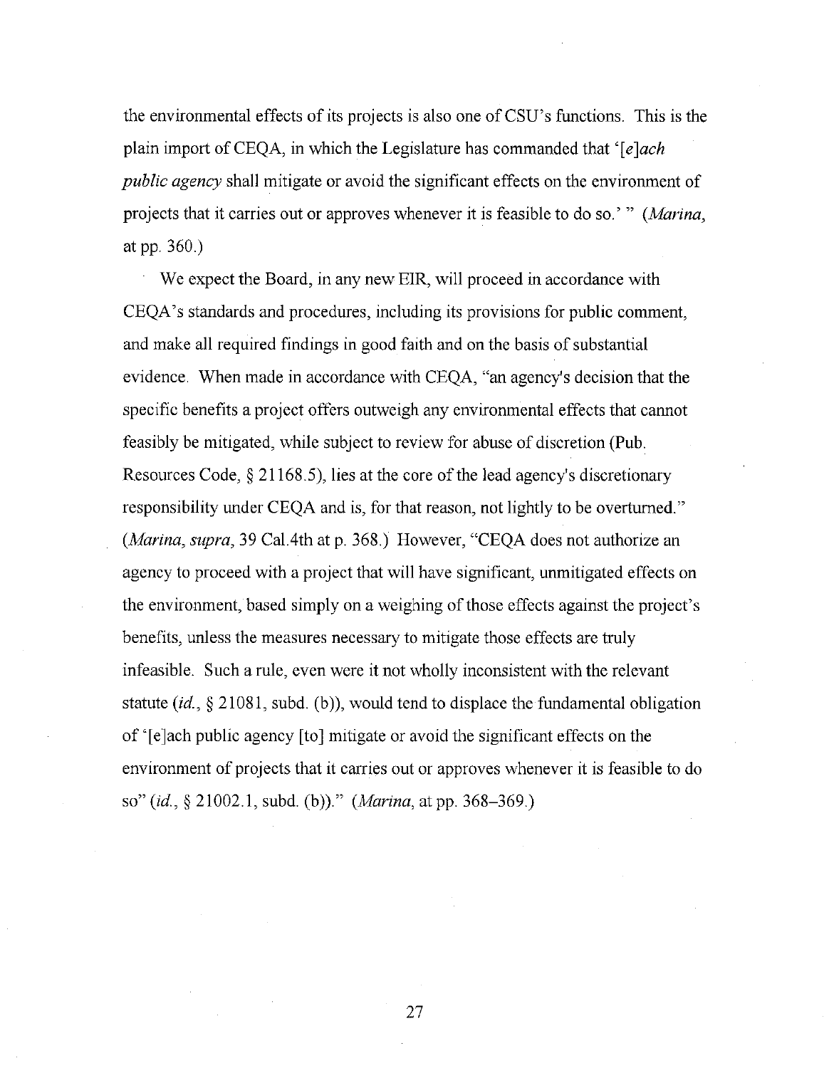the environmental effects of its projects is also one of CSU's functions. This is the plain import of CEQA, in which the Legislature has commanded that '*[e]ach public agency* shall mitigate or avoid the significant effects on the environment of projects that it carries out or approves whenever it is feasible to do so.' " (*Marina*, at pp. 360.)

We expect the Board, in any new EIR, will proceed in accordance with CEQA's standards and procedures, including its provisions for public comment, and make all required findings in good faith and on the basis of substantial evidence. When made in accordance with CEQA, "an agency's decision that the specific benefits a project offers outweigh any environmental effects that cannot feasibly be mitigated, while subject to review for abuse of discretion (Pub. Resources Code, § 21168.5), lies at the core of the lead agency's discretionary responsibility under CEQA and is, for that reason, not lightly to be overturned." (*Marina, supra*, 39 Cal.4th at p. 368.) However, "CEQA does not authorize an agency to proceed with a project that will have significant, unmitigated effects on the environment, based simply on a weighing of those effects against the project's benefits, unless the measures necessary to mitigate those effects are truly infeasible. Such a rule, even were it not wholly inconsistent with the relevant statute (*id.*, § 21081, subd. (b)), would tend to displace the fundamental obligation of '[e]ach public agency [to] mitigate or avoid the significant effects on the environment of projects that it carries out or approves whenever it is feasible to do so" (*id.*, § 21002.1, subd. (b))." (*Marina*, at pp. 368–369.)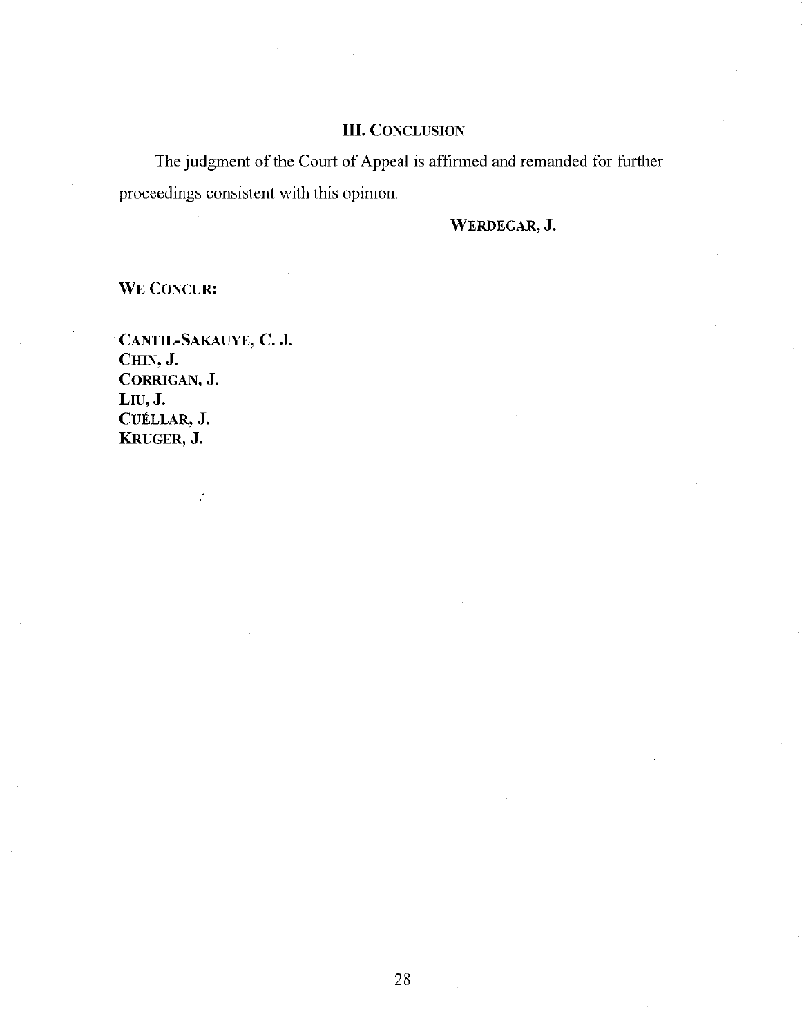## III. CONCLUSION

The judgment of the Court of Appeal is affirmed and remanded for further proceedings consistent with this opinion.

**WERDEGAR, J.**

**WE CONCUR:**

**CANTIL-SAKAUYE, C. J.**
**CHIN, J.**
**CORRIGAN, J.**
**LIU, J.**
**CUÉLLAR, J.**
**KRUGER, J.**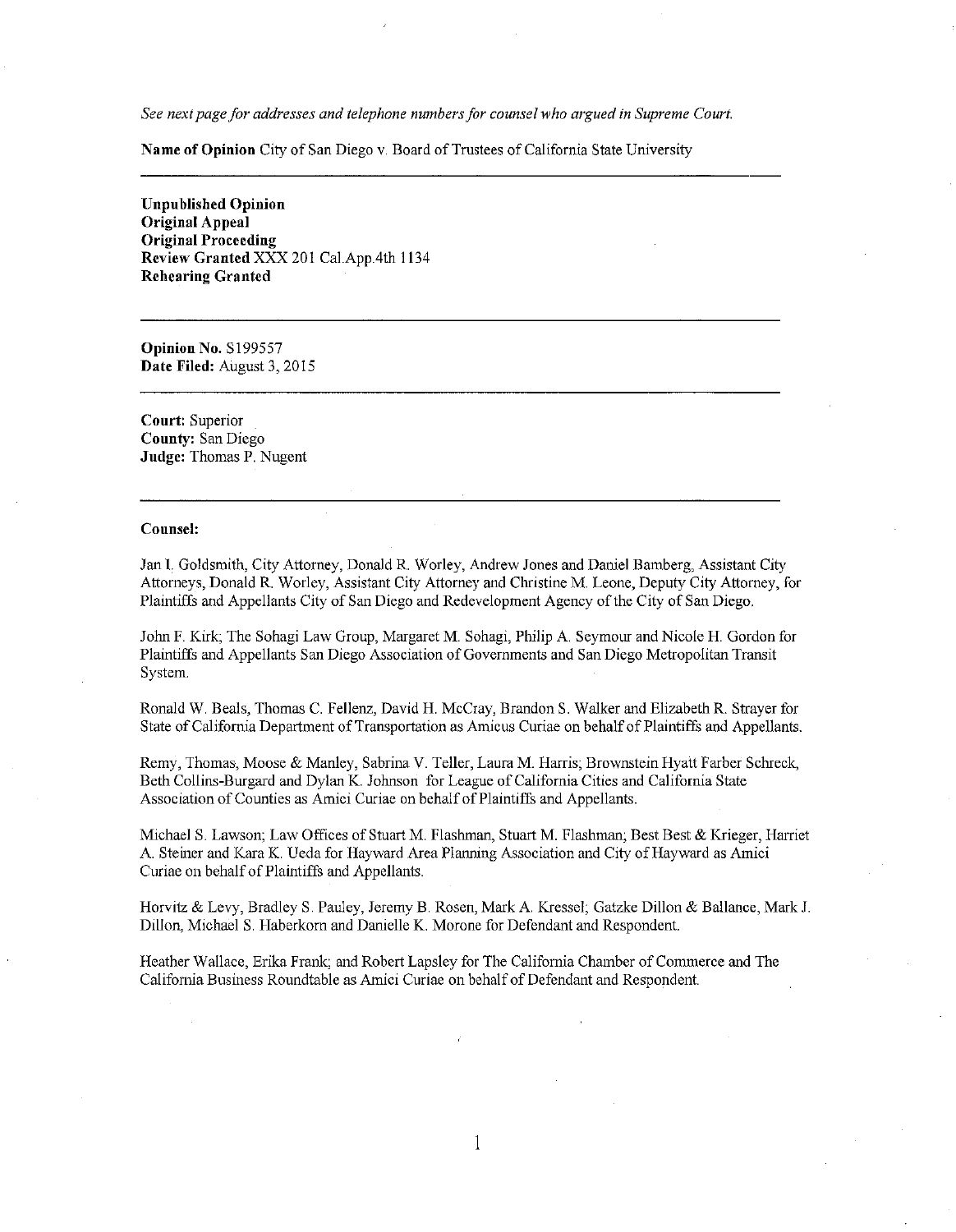*See next page for addresses and telephone numbers for counsel who argued in Supreme Court.*

**Name of Opinion** City of San Diego v. Board of Trustees of California State University

---

**Unpublished Opinion**
**Original Appeal**
**Original Proceeding**
**Review Granted** XXX 201 Cal.App.4th 1134
**Rehearing Granted**

---

**Opinion No.** S199557
**Date Filed:** August 3, 2015

---

**Court:** Superior
**County:** San Diego
**Judge:** Thomas P. Nugent

---

**Counsel:**

Jan I. Goldsmith, City Attorney, Donald R. Worley, Andrew Jones and Daniel Bamberg, Assistant City Attorneys, Donald R. Worley, Assistant City Attorney and Christine M. Leone, Deputy City Attorney, for Plaintiffs and Appellants City of San Diego and Redevelopment Agency of the City of San Diego.

John F. Kirk; The Sohagi Law Group, Margaret M. Sohagi, Philip A. Seymour and Nicole H. Gordon for Plaintiffs and Appellants San Diego Association of Governments and San Diego Metropolitan Transit System.

Ronald W. Beals, Thomas C. Fellenz, David H. McCray, Brandon S. Walker and Elizabeth R. Strayer for State of California Department of Transportation as Amicus Curiae on behalf of Plaintiffs and Appellants.

Remy, Thomas, Moose & Manley, Sabrina V. Teller, Laura M. Harris; Brownstein Hyatt Farber Schreck, Beth Collins-Burgard and Dylan K. Johnson for League of California Cities and California State Association of Counties as Amici Curiae on behalf of Plaintiffs and Appellants.

Michael S. Lawson; Law Offices of Stuart M. Flashman, Stuart M. Flashman; Best Best & Krieger, Harriet A. Steiner and Kara K. Ueda for Hayward Area Planning Association and City of Hayward as Amici Curiae on behalf of Plaintiffs and Appellants.

Horvitz & Levy, Bradley S. Pauley, Jeremy B. Rosen, Mark A. Kressel; Gatzke Dillon & Ballance, Mark J. Dillon, Michael S. Haberkorn and Danielle K. Morone for Defendant and Respondent.

Heather Wallace, Erika Frank; and Robert Lapsley for The California Chamber of Commerce and The California Business Roundtable as Amici Curiae on behalf of Defendant and Respondent.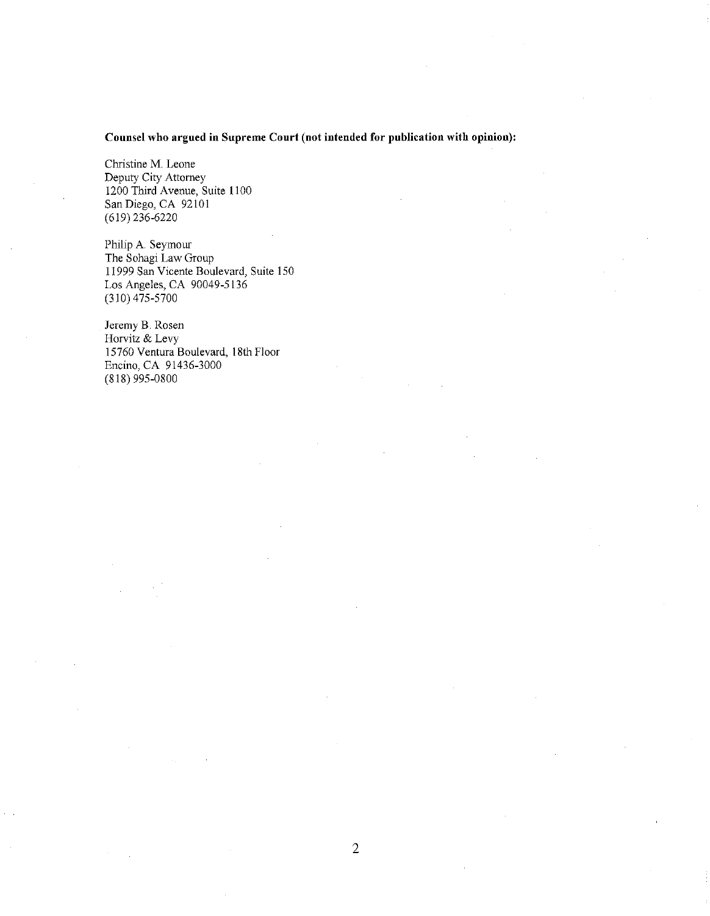**Counsel who argued in Supreme Court (not intended for publication with opinion):**

Christine M. Leone
Deputy City Attorney
1200 Third Avenue, Suite 1100
San Diego, CA 92101
(619) 236-6220

Philip A. Seymour
The Sohagi Law Group
11999 San Vicente Boulevard, Suite 150
Los Angeles, CA 90049-5136
(310) 475-5700

Jeremy B. Rosen
Horvitz & Levy
15760 Ventura Boulevard, 18th Floor
Encino, CA 91436-3000
(818) 995-0800